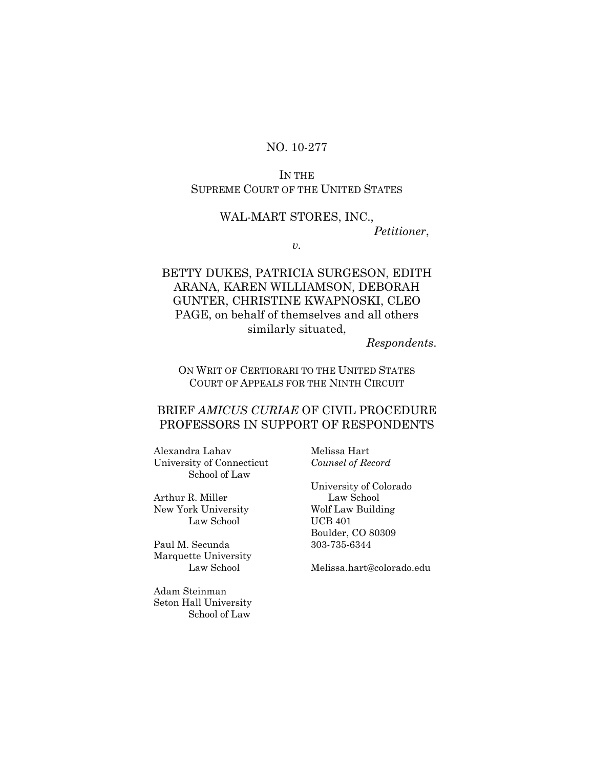NO. 10-277

IN THE
SUPREME COURT OF THE UNITED STATES

WAL-MART STORES, INC.,
*Petitioner*,

*v.*

BETTY DUKES, PATRICIA SURGESON, EDITH ARANA, KAREN WILLIAMSON, DEBORAH GUNTER, CHRISTINE KWAPNOSKI, CLEO PAGE, on behalf of themselves and all others similarly situated,
*Respondents*.

ON WRIT OF CERTIORARI TO THE UNITED STATES COURT OF APPEALS FOR THE NINTH CIRCUIT

# BRIEF *AMICUS CURIAE* OF CIVIL PROCEDURE PROFESSORS IN SUPPORT OF RESPONDENTS

Alexandra Lahav
University of Connecticut
School of Law

Arthur R. Miller
New York University
Law School

Paul M. Secunda
Marquette University
Law School

Adam Steinman
Seton Hall University
School of Law

Melissa Hart
*Counsel of Record*

University of Colorado
Law School
Wolf Law Building
UCB 401
Boulder, CO 80309
303-735-6344

Melissa.hart@colorado.edu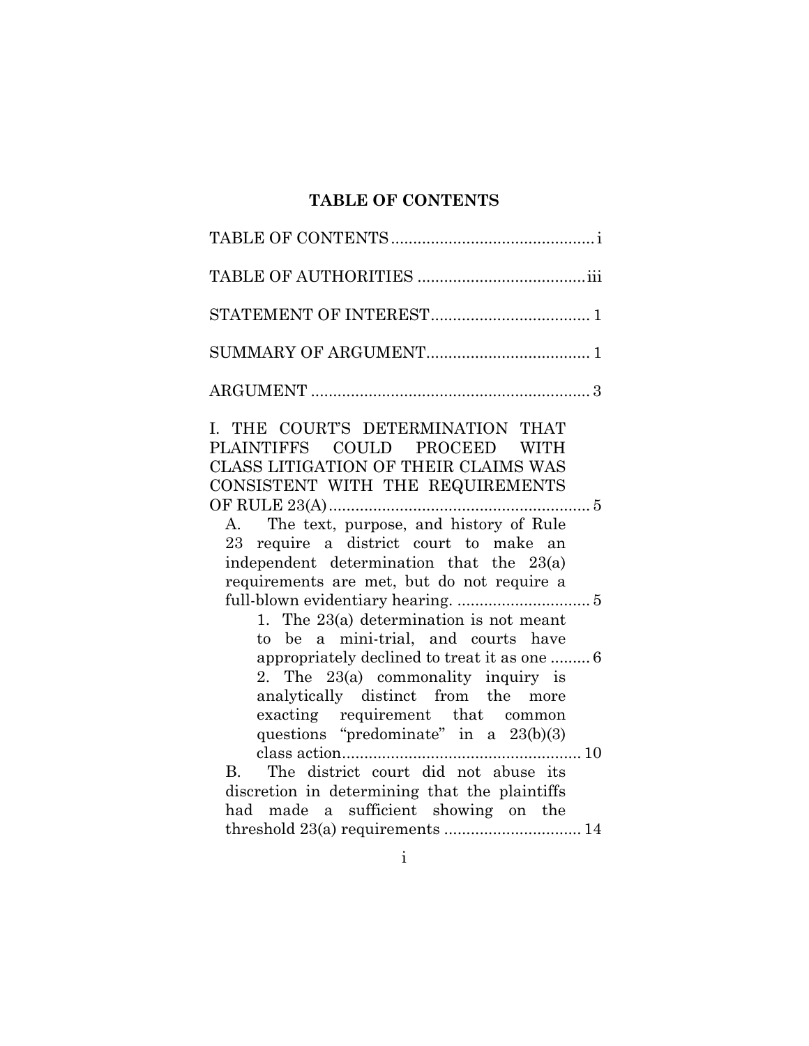## TABLE OF CONTENTS

TABLE OF CONTENTS .............................................. i

TABLE OF AUTHORITIES ...................................... iii

STATEMENT OF INTEREST .................................... 1

SUMMARY OF ARGUMENT ..................................... 1

ARGUMENT ............................................................... 3

I. THE COURT'S DETERMINATION THAT PLAINTIFFS COULD PROCEED WITH CLASS LITIGATION OF THEIR CLAIMS WAS CONSISTENT WITH THE REQUIREMENTS OF RULE 23(A) ........................................................... 5

- A. The text, purpose, and history of Rule 23 require a district court to make an independent determination that the 23(a) requirements are met, but do not require a full-blown evidentiary hearing. .............................. 5
  - 1. The 23(a) determination is not meant to be a mini-trial, and courts have appropriately declined to treat it as one ......... 6
  - 2. The 23(a) commonality inquiry is analytically distinct from the more exacting requirement that common questions "predominate" in a 23(b)(3) class action ...................................................... 10
- B. The district court did not abuse its discretion in determining that the plaintiffs had made a sufficient showing on the threshold 23(a) requirements ............................... 14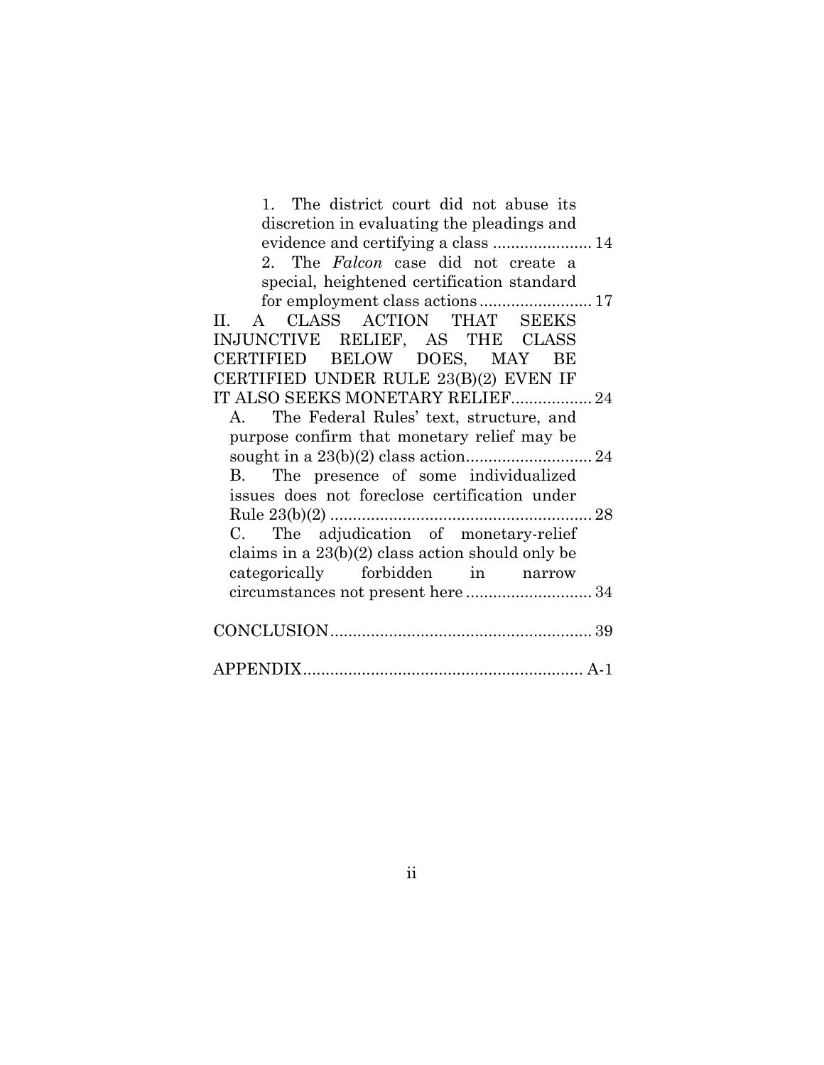1. The district court did not abuse its discretion in evaluating the pleadings and evidence and certifying a class ...................... 14

2. The *Falcon* case did not create a special, heightened certification standard for employment class actions ......................... 17

II. A CLASS ACTION THAT SEEKS INJUNCTIVE RELIEF, AS THE CLASS CERTIFIED BELOW DOES, MAY BE CERTIFIED UNDER RULE 23(B)(2) EVEN IF IT ALSO SEEKS MONETARY RELIEF.................. 24

A. The Federal Rules' text, structure, and purpose confirm that monetary relief may be sought in a 23(b)(2) class action............................ 24

B. The presence of some individualized issues does not foreclose certification under Rule 23(b)(2) .......................................................... 28

C. The adjudication of monetary-relief claims in a 23(b)(2) class action should only be categorically forbidden in narrow circumstances not present here ............................ 34

CONCLUSION.......................................................... 39

APPENDIX.............................................................. A-1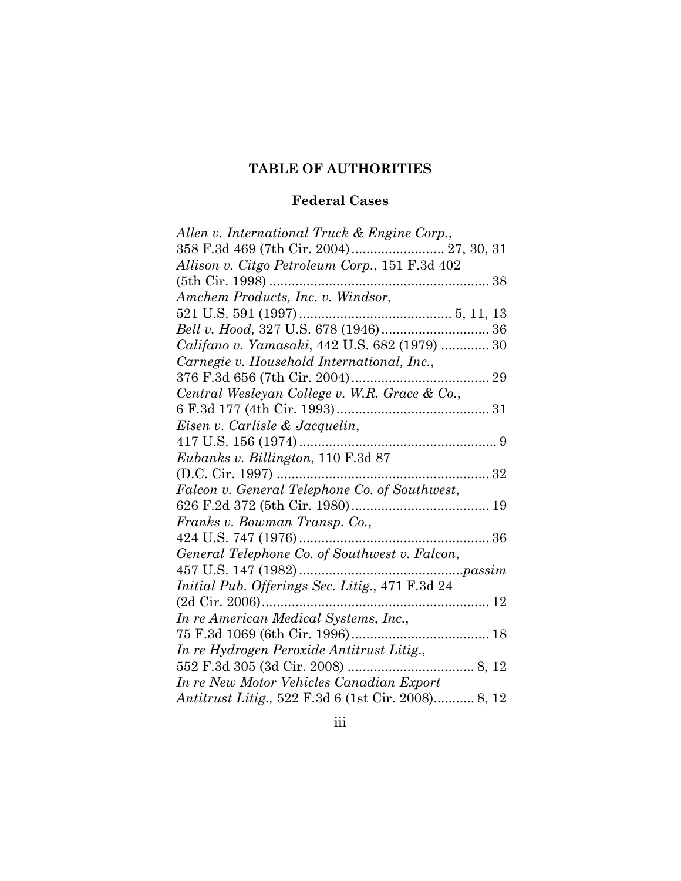## TABLE OF AUTHORITIES

### Federal Cases

*Allen v. International Truck & Engine Corp.*, 358 F.3d 469 (7th Cir. 2004) ........................ 27, 30, 31

*Allison v. Citgo Petroleum Corp.*, 151 F.3d 402 (5th Cir. 1998) .......................................................... 38

*Amchem Products, Inc. v. Windsor*, 521 U.S. 591 (1997) ........................................ 5, 11, 13

*Bell v. Hood,* 327 U.S. 678 (1946) ............................ 36

*Califano v. Yamasaki*, 442 U.S. 682 (1979) ............ 30

*Carnegie v. Household International, Inc.*, 376 F.3d 656 (7th Cir. 2004) .................................... 29

*Central Wesleyan College v. W.R. Grace & Co.*, 6 F.3d 177 (4th Cir. 1993) ........................................ 31

*Eisen v. Carlisle & Jacquelin*, 417 U.S. 156 (1974) .................................................... 9

*Eubanks v. Billington*, 110 F.3d 87 (D.C. Cir. 1997) ........................................................ 32

*Falcon v. General Telephone Co. of Southwest*, 626 F.2d 372 (5th Cir. 1980) .................................... 19

*Franks v. Bowman Transp. Co.*, 424 U.S. 747 (1976) .................................................. 36

*General Telephone Co. of Southwest v. Falcon*, 457 U.S. 147 (1982) ...........................................*passim*

*Initial Pub. Offerings Sec. Litig.*, 471 F.3d 24 (2d Cir. 2006)............................................................ 12

*In re American Medical Systems, Inc.*, 75 F.3d 1069 (6th Cir. 1996) .................................... 18

*In re Hydrogen Peroxide Antitrust Litig.*, 552 F.3d 305 (3d Cir. 2008) ................................. 8, 12

*In re New Motor Vehicles Canadian Export Antitrust Litig.,* 522 F.3d 6 (1st Cir. 2008)........... 8, 12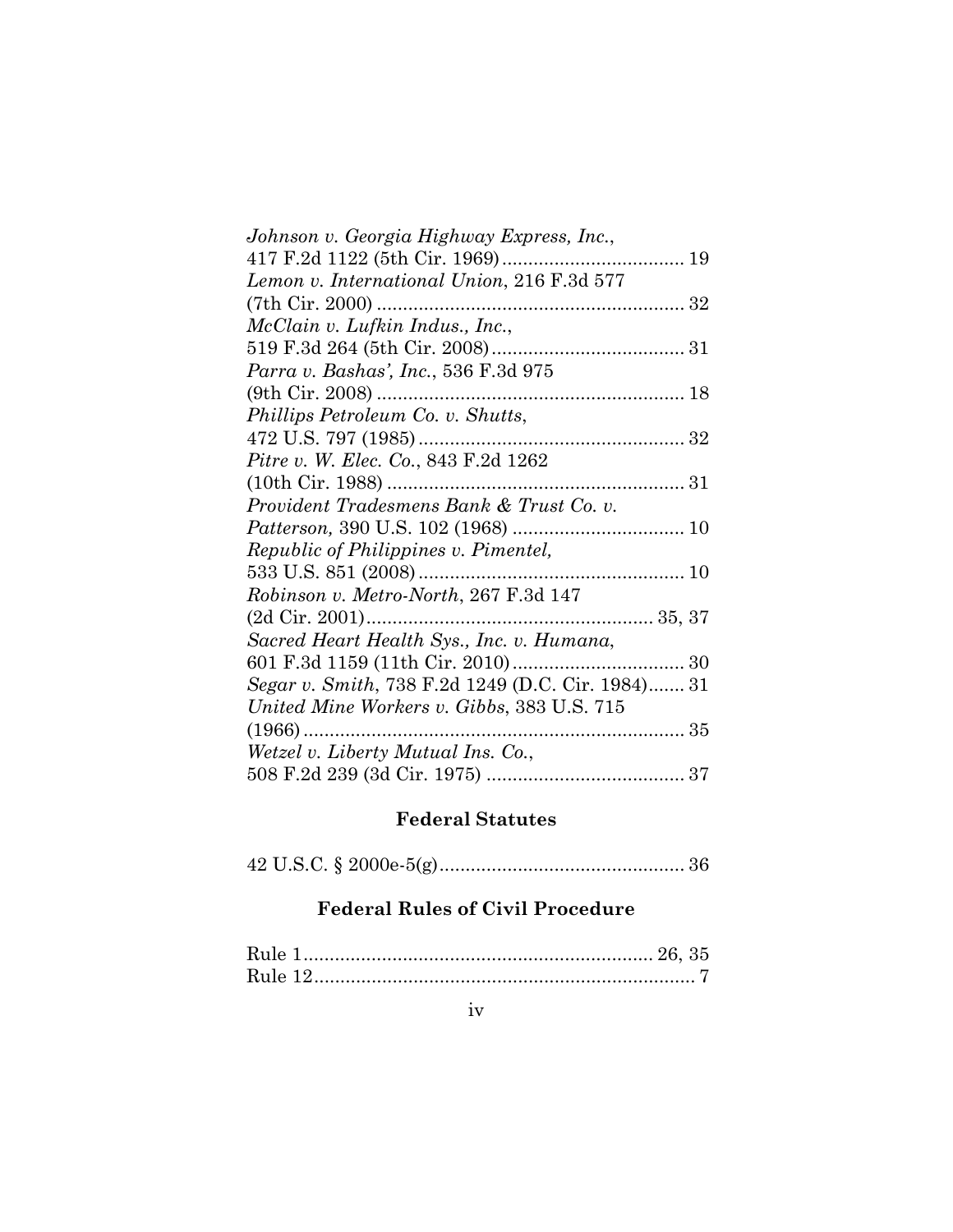*Johnson v. Georgia Highway Express, Inc.*, 417 F.2d 1122 (5th Cir. 1969) .................................. 19

*Lemon v. International Union*, 216 F.3d 577 (7th Cir. 2000) .......................................................... 32

*McClain v. Lufkin Indus., Inc.*, 519 F.3d 264 (5th Cir. 2008) .................................... 31

*Parra v. Bashas', Inc.*, 536 F.3d 975 (9th Cir. 2008) .......................................................... 18

*Phillips Petroleum Co. v. Shutts*, 472 U.S. 797 (1985) .................................................. 32

*Pitre v. W. Elec. Co.*, 843 F.2d 1262 (10th Cir. 1988) ........................................................ 31

*Provident Tradesmens Bank & Trust Co. v. Patterson,* 390 U.S. 102 (1968) ................................ 10

*Republic of Philippines v. Pimentel,* 533 U.S. 851 (2008) .................................................. 10

*Robinson v. Metro-North*, 267 F.3d 147 (2d Cir. 2001) ...................................................... 35, 37

*Sacred Heart Health Sys., Inc. v. Humana*, 601 F.3d 1159 (11th Cir. 2010) ................................ 30

*Segar v. Smith*, 738 F.2d 1249 (D.C. Cir. 1984) ....... 31

*United Mine Workers v. Gibbs*, 383 U.S. 715 (1966) ........................................................................ 35

*Wetzel v. Liberty Mutual Ins. Co.*, 508 F.2d 239 (3d Cir. 1975) ..................................... 37

## Federal Statutes

42 U.S.C. § 2000e-5(g) .............................................. 36

## Federal Rules of Civil Procedure

Rule 1 ................................................................. 26, 35

Rule 12 ......................................................................... 7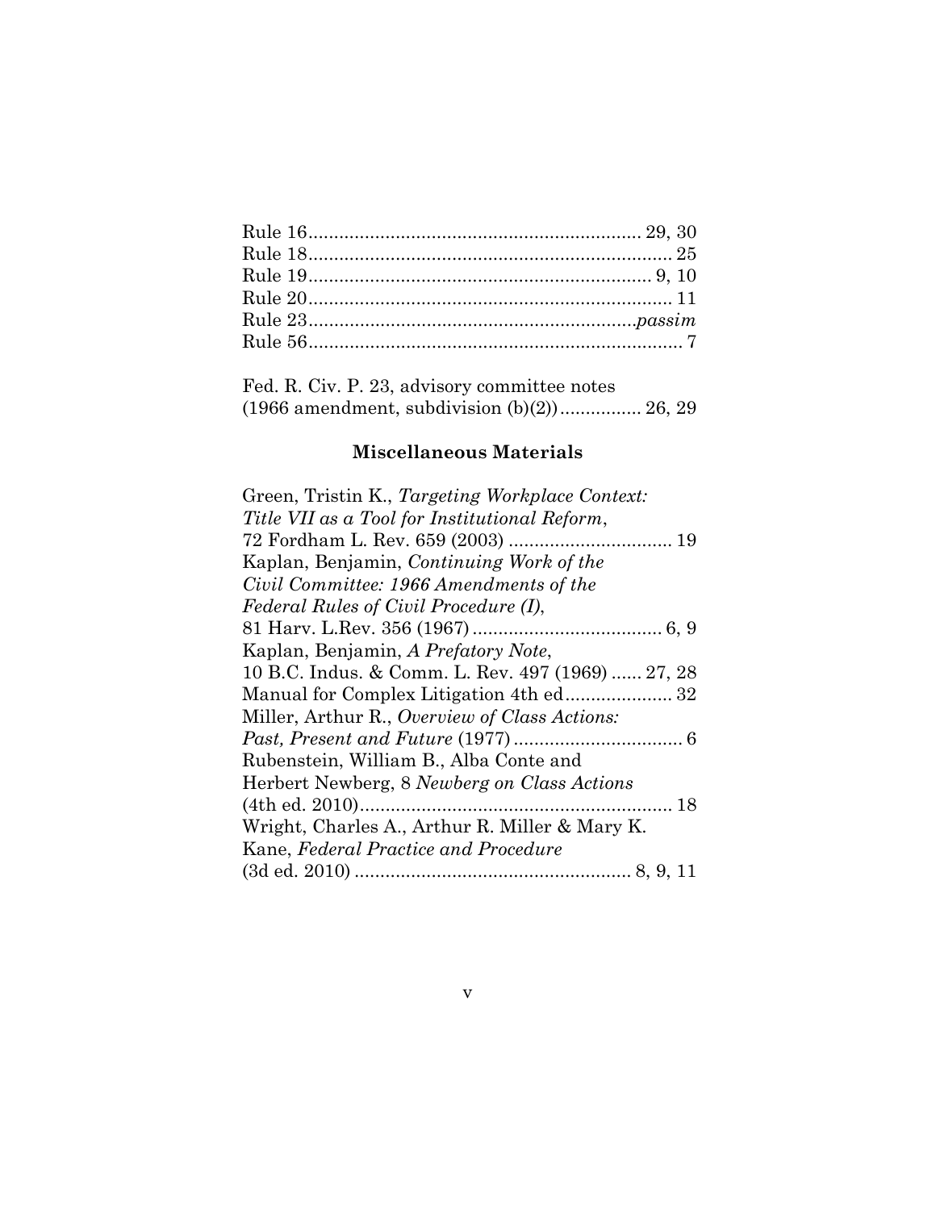Rule 16 ........................................................ 29, 30
Rule 18 ........................................................ 25
Rule 19 ........................................................ 9, 10
Rule 20 ........................................................ 11
Rule 23 ........................................................ *passim*
Rule 56 ........................................................ 7

Fed. R. Civ. P. 23, advisory committee notes (1966 amendment, subdivision (b)(2)) ................ 26, 29

## Miscellaneous Materials

Green, Tristin K., *Targeting Workplace Context: Title VII as a Tool for Institutional Reform*, 72 Fordham L. Rev. 659 (2003) ................................ 19

Kaplan, Benjamin, *Continuing Work of the Civil Committee: 1966 Amendments of the Federal Rules of Civil Procedure (I)*, 81 Harv. L.Rev. 356 (1967) ..................................... 6, 9

Kaplan, Benjamin, *A Prefatory Note*, 10 B.C. Indus. & Comm. L. Rev. 497 (1969) ...... 27, 28

Manual for Complex Litigation 4th ed ..................... 32

Miller, Arthur R., *Overview of Class Actions: Past, Present and Future* (1977) ................................. 6

Rubenstein, William B., Alba Conte and Herbert Newberg, 8 *Newberg on Class Actions* (4th ed. 2010) ............................................................ 18

Wright, Charles A., Arthur R. Miller & Mary K. Kane, *Federal Practice and Procedure* (3d ed. 2010) ..................................................... 8, 9, 11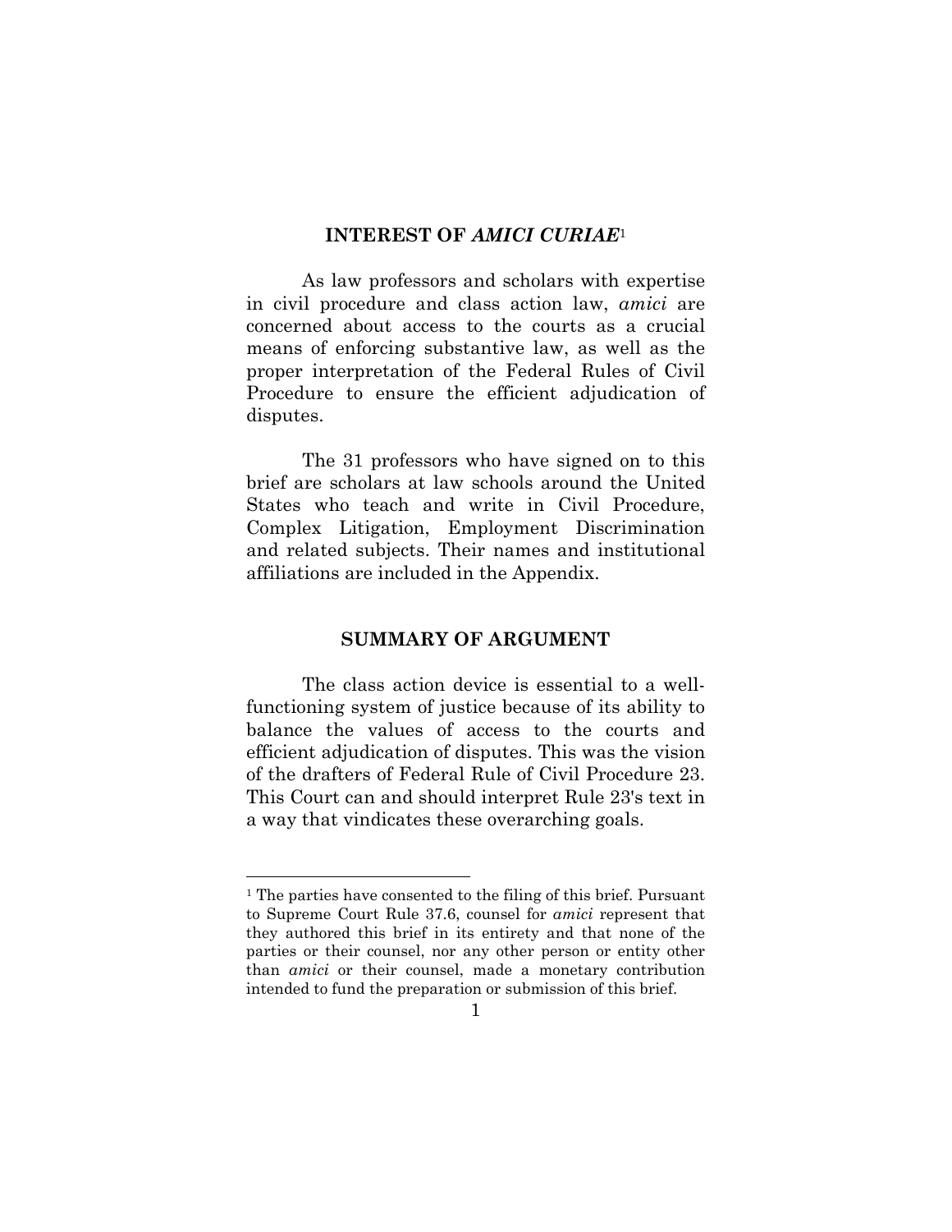## INTEREST OF *AMICI CURIAE*[1]

As law professors and scholars with expertise in civil procedure and class action law, *amici* are concerned about access to the courts as a crucial means of enforcing substantive law, as well as the proper interpretation of the Federal Rules of Civil Procedure to ensure the efficient adjudication of disputes.

The 31 professors who have signed on to this brief are scholars at law schools around the United States who teach and write in Civil Procedure, Complex Litigation, Employment Discrimination and related subjects. Their names and institutional affiliations are included in the Appendix.

## SUMMARY OF ARGUMENT

The class action device is essential to a well-functioning system of justice because of its ability to balance the values of access to the courts and efficient adjudication of disputes. This was the vision of the drafters of Federal Rule of Civil Procedure 23. This Court can and should interpret Rule 23's text in a way that vindicates these overarching goals.

[1] The parties have consented to the filing of this brief. Pursuant to Supreme Court Rule 37.6, counsel for *amici* represent that they authored this brief in its entirety and that none of the parties or their counsel, nor any other person or entity other than *amici* or their counsel, made a monetary contribution intended to fund the preparation or submission of this brief.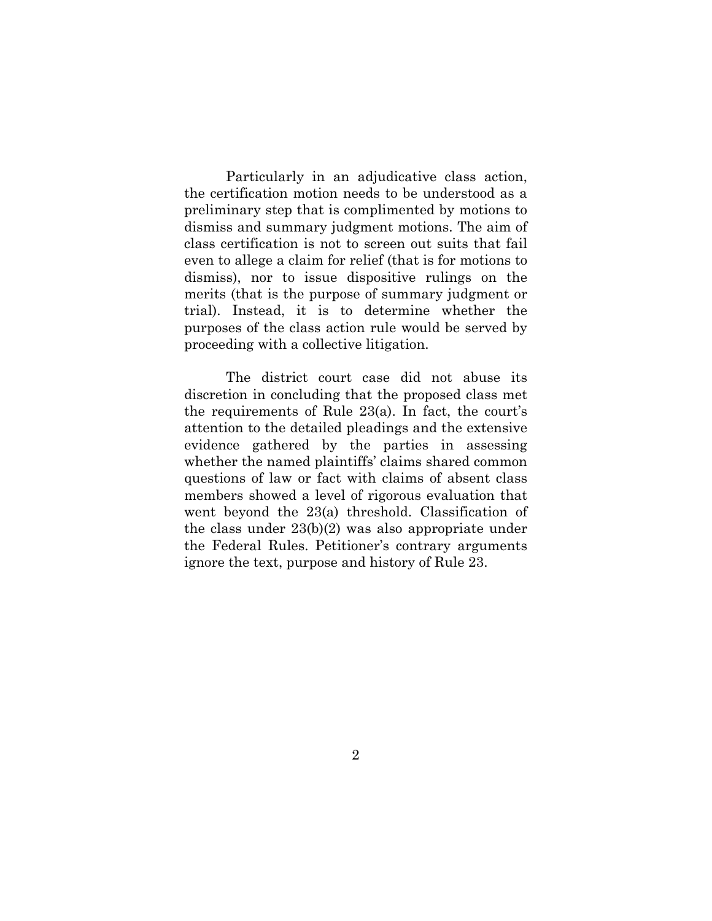Particularly in an adjudicative class action, the certification motion needs to be understood as a preliminary step that is complimented by motions to dismiss and summary judgment motions. The aim of class certification is not to screen out suits that fail even to allege a claim for relief (that is for motions to dismiss), nor to issue dispositive rulings on the merits (that is the purpose of summary judgment or trial). Instead, it is to determine whether the purposes of the class action rule would be served by proceeding with a collective litigation.

The district court case did not abuse its discretion in concluding that the proposed class met the requirements of Rule 23(a). In fact, the court's attention to the detailed pleadings and the extensive evidence gathered by the parties in assessing whether the named plaintiffs' claims shared common questions of law or fact with claims of absent class members showed a level of rigorous evaluation that went beyond the 23(a) threshold. Classification of the class under 23(b)(2) was also appropriate under the Federal Rules. Petitioner's contrary arguments ignore the text, purpose and history of Rule 23.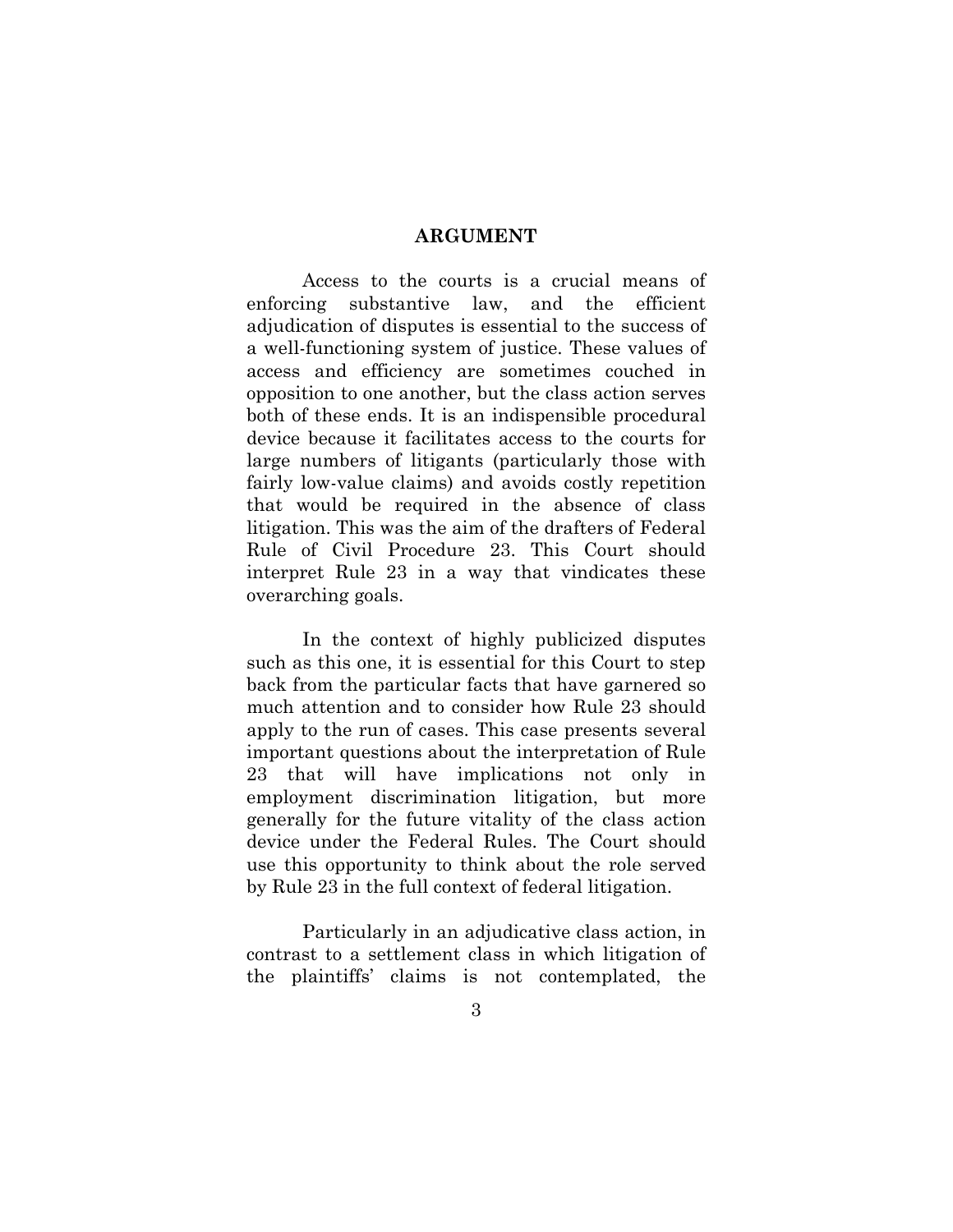## ARGUMENT

Access to the courts is a crucial means of enforcing substantive law, and the efficient adjudication of disputes is essential to the success of a well-functioning system of justice. These values of access and efficiency are sometimes couched in opposition to one another, but the class action serves both of these ends. It is an indispensible procedural device because it facilitates access to the courts for large numbers of litigants (particularly those with fairly low-value claims) and avoids costly repetition that would be required in the absence of class litigation. This was the aim of the drafters of Federal Rule of Civil Procedure 23. This Court should interpret Rule 23 in a way that vindicates these overarching goals.

In the context of highly publicized disputes such as this one, it is essential for this Court to step back from the particular facts that have garnered so much attention and to consider how Rule 23 should apply to the run of cases. This case presents several important questions about the interpretation of Rule 23 that will have implications not only in employment discrimination litigation, but more generally for the future vitality of the class action device under the Federal Rules. The Court should use this opportunity to think about the role served by Rule 23 in the full context of federal litigation.

Particularly in an adjudicative class action, in contrast to a settlement class in which litigation of the plaintiffs' claims is not contemplated, the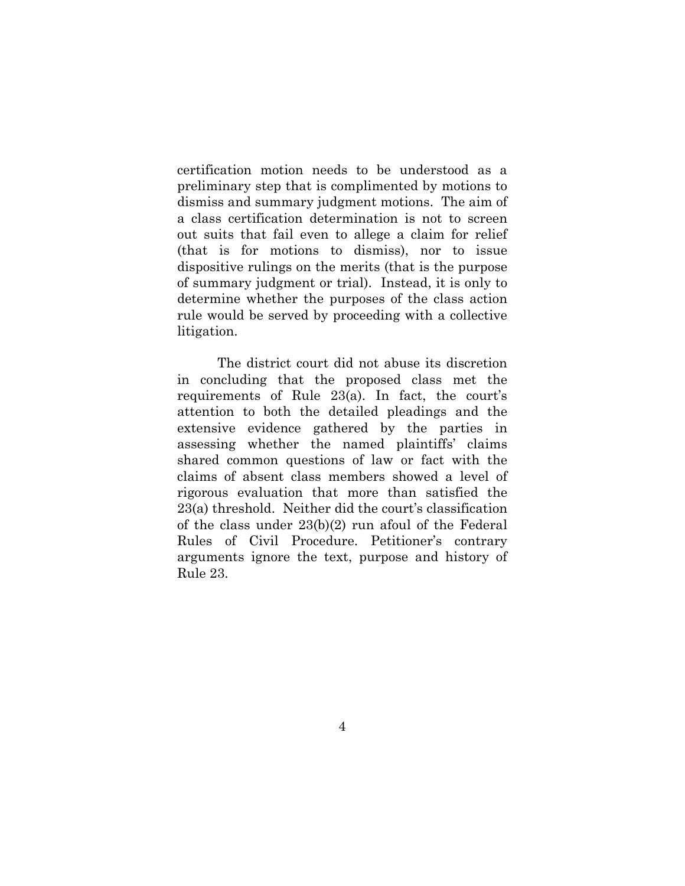certification motion needs to be understood as a preliminary step that is complimented by motions to dismiss and summary judgment motions. The aim of a class certification determination is not to screen out suits that fail even to allege a claim for relief (that is for motions to dismiss), nor to issue dispositive rulings on the merits (that is the purpose of summary judgment or trial). Instead, it is only to determine whether the purposes of the class action rule would be served by proceeding with a collective litigation.

The district court did not abuse its discretion in concluding that the proposed class met the requirements of Rule 23(a). In fact, the court's attention to both the detailed pleadings and the extensive evidence gathered by the parties in assessing whether the named plaintiffs' claims shared common questions of law or fact with the claims of absent class members showed a level of rigorous evaluation that more than satisfied the 23(a) threshold. Neither did the court's classification of the class under 23(b)(2) run afoul of the Federal Rules of Civil Procedure. Petitioner's contrary arguments ignore the text, purpose and history of Rule 23.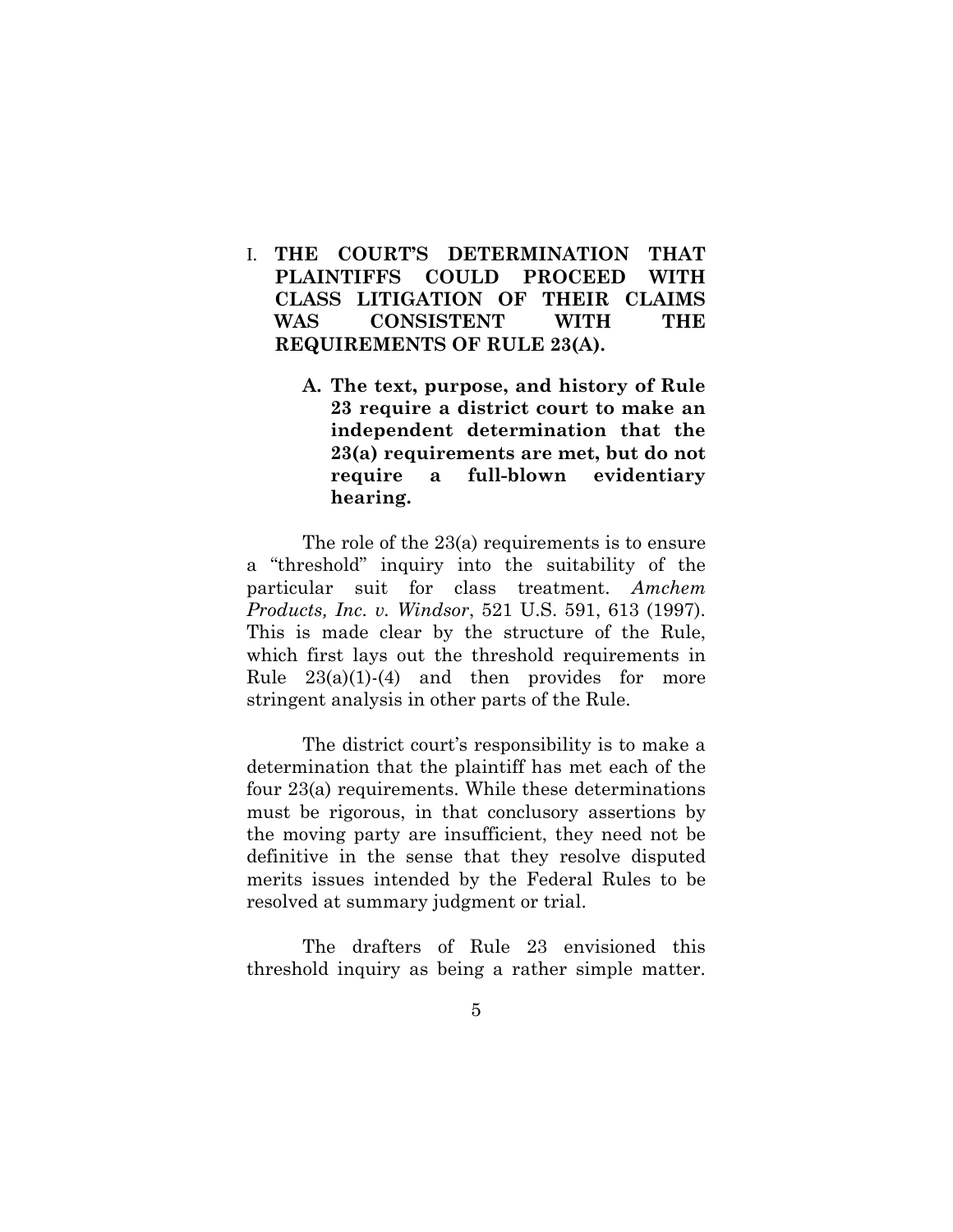# I. THE COURT'S DETERMINATION THAT PLAINTIFFS COULD PROCEED WITH CLASS LITIGATION OF THEIR CLAIMS WAS CONSISTENT WITH THE REQUIREMENTS OF RULE 23(A).

## A. The text, purpose, and history of Rule 23 require a district court to make an independent determination that the 23(a) requirements are met, but do not require a full-blown evidentiary hearing.

The role of the 23(a) requirements is to ensure a "threshold" inquiry into the suitability of the particular suit for class treatment. *Amchem Products, Inc. v. Windsor*, 521 U.S. 591, 613 (1997). This is made clear by the structure of the Rule, which first lays out the threshold requirements in Rule 23(a)(1)-(4) and then provides for more stringent analysis in other parts of the Rule.

The district court's responsibility is to make a determination that the plaintiff has met each of the four 23(a) requirements. While these determinations must be rigorous, in that conclusory assertions by the moving party are insufficient, they need not be definitive in the sense that they resolve disputed merits issues intended by the Federal Rules to be resolved at summary judgment or trial.

The drafters of Rule 23 envisioned this threshold inquiry as being a rather simple matter.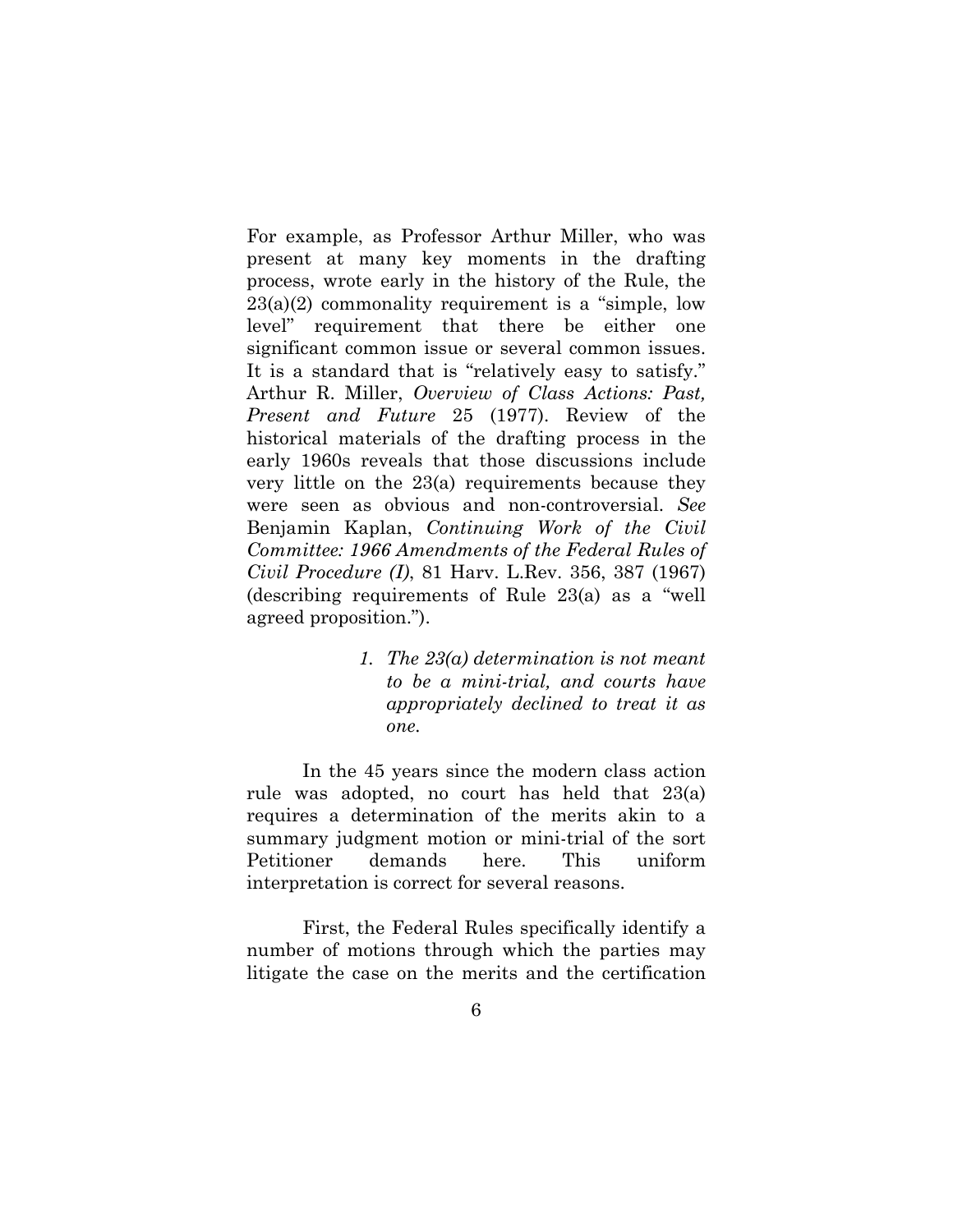For example, as Professor Arthur Miller, who was present at many key moments in the drafting process, wrote early in the history of the Rule, the 23(a)(2) commonality requirement is a "simple, low level" requirement that there be either one significant common issue or several common issues. It is a standard that is "relatively easy to satisfy." Arthur R. Miller, *Overview of Class Actions: Past, Present and Future* 25 (1977). Review of the historical materials of the drafting process in the early 1960s reveals that those discussions include very little on the 23(a) requirements because they were seen as obvious and non-controversial. *See* Benjamin Kaplan, *Continuing Work of the Civil Committee: 1966 Amendments of the Federal Rules of Civil Procedure (I)*, 81 Harv. L.Rev. 356, 387 (1967) (describing requirements of Rule 23(a) as a "well agreed proposition.").

*1. The 23(a) determination is not meant to be a mini-trial, and courts have appropriately declined to treat it as one.*

In the 45 years since the modern class action rule was adopted, no court has held that 23(a) requires a determination of the merits akin to a summary judgment motion or mini-trial of the sort Petitioner demands here. This uniform interpretation is correct for several reasons.

First, the Federal Rules specifically identify a number of motions through which the parties may litigate the case on the merits and the certification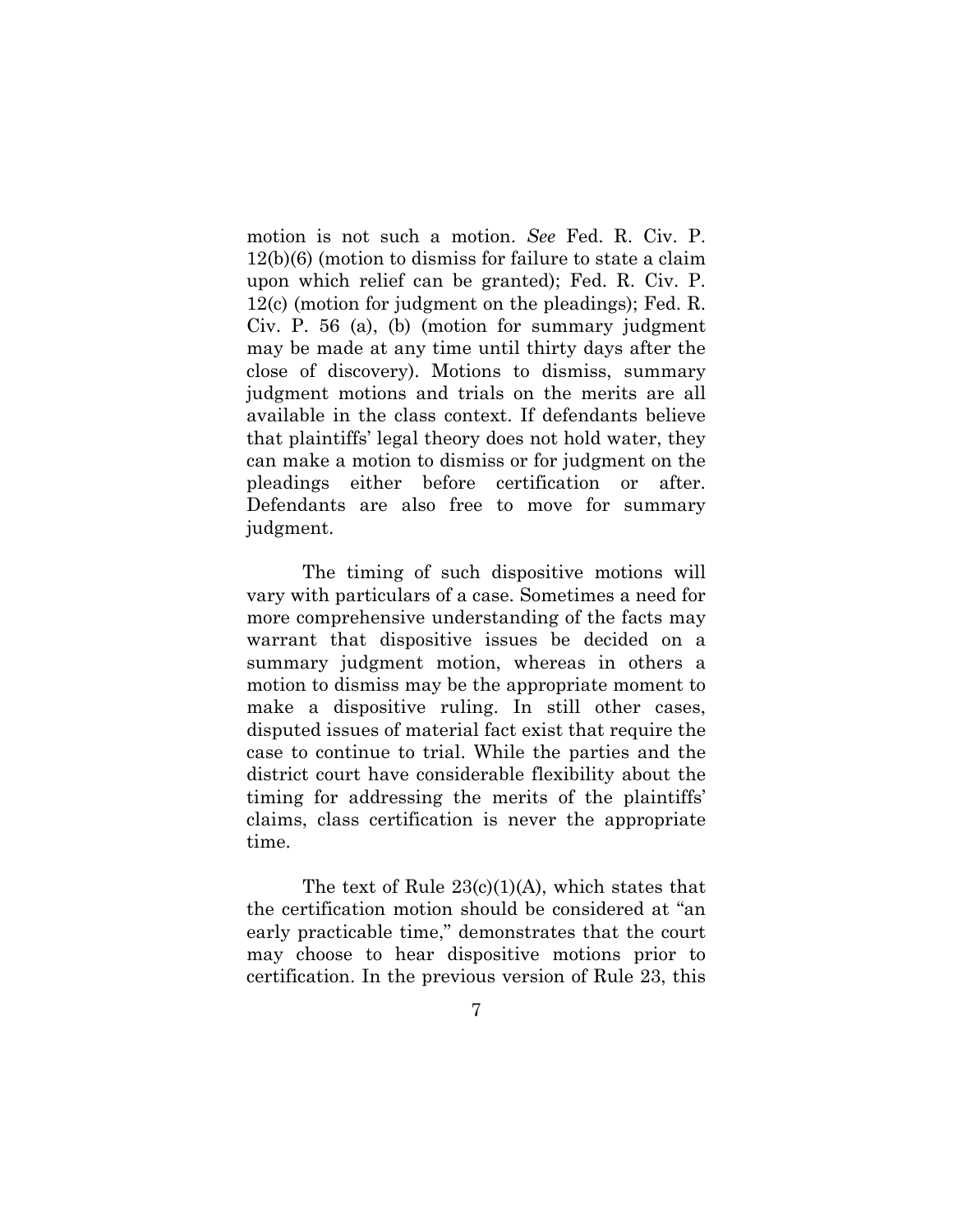motion is not such a motion. *See* Fed. R. Civ. P. 12(b)(6) (motion to dismiss for failure to state a claim upon which relief can be granted); Fed. R. Civ. P. 12(c) (motion for judgment on the pleadings); Fed. R. Civ. P. 56 (a), (b) (motion for summary judgment may be made at any time until thirty days after the close of discovery). Motions to dismiss, summary judgment motions and trials on the merits are all available in the class context. If defendants believe that plaintiffs' legal theory does not hold water, they can make a motion to dismiss or for judgment on the pleadings either before certification or after. Defendants are also free to move for summary judgment.

The timing of such dispositive motions will vary with particulars of a case. Sometimes a need for more comprehensive understanding of the facts may warrant that dispositive issues be decided on a summary judgment motion, whereas in others a motion to dismiss may be the appropriate moment to make a dispositive ruling. In still other cases, disputed issues of material fact exist that require the case to continue to trial. While the parties and the district court have considerable flexibility about the timing for addressing the merits of the plaintiffs' claims, class certification is never the appropriate time.

The text of Rule 23(c)(1)(A), which states that the certification motion should be considered at "an early practicable time," demonstrates that the court may choose to hear dispositive motions prior to certification. In the previous version of Rule 23, this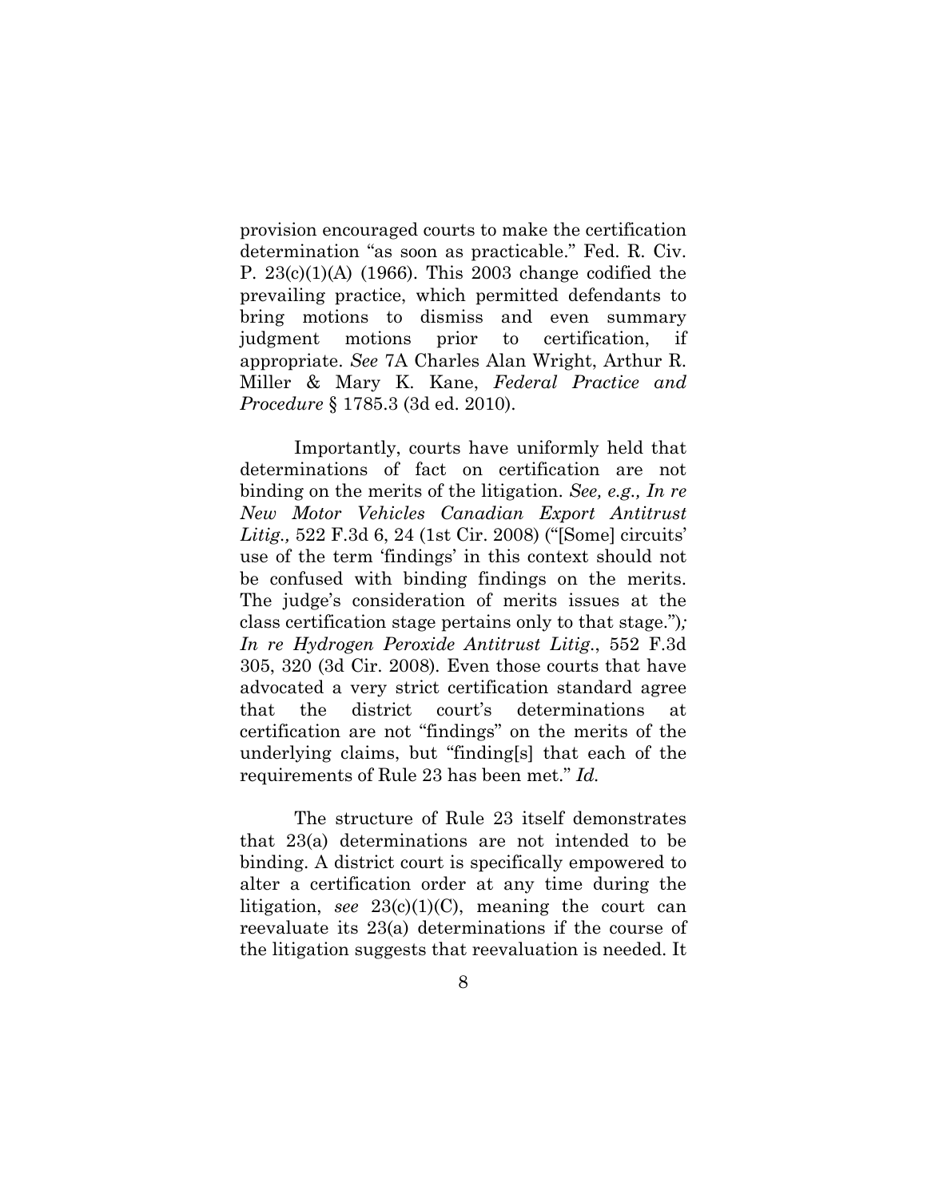provision encouraged courts to make the certification determination "as soon as practicable." Fed. R. Civ. P. 23(c)(1)(A) (1966). This 2003 change codified the prevailing practice, which permitted defendants to bring motions to dismiss and even summary judgment motions prior to certification, if appropriate. *See* 7A Charles Alan Wright, Arthur R. Miller & Mary K. Kane, *Federal Practice and Procedure* § 1785.3 (3d ed. 2010).

Importantly, courts have uniformly held that determinations of fact on certification are not binding on the merits of the litigation. *See, e.g., In re New Motor Vehicles Canadian Export Antitrust Litig.,* 522 F.3d 6, 24 (1st Cir. 2008) ("[Some] circuits' use of the term 'findings' in this context should not be confused with binding findings on the merits. The judge's consideration of merits issues at the class certification stage pertains only to that stage."); *In re Hydrogen Peroxide Antitrust Litig.*, 552 F.3d 305, 320 (3d Cir. 2008). Even those courts that have advocated a very strict certification standard agree that the district court's determinations at certification are not "findings" on the merits of the underlying claims, but "finding[s] that each of the requirements of Rule 23 has been met." *Id.*

The structure of Rule 23 itself demonstrates that 23(a) determinations are not intended to be binding. A district court is specifically empowered to alter a certification order at any time during the litigation, *see* 23(c)(1)(C), meaning the court can reevaluate its 23(a) determinations if the course of the litigation suggests that reevaluation is needed. It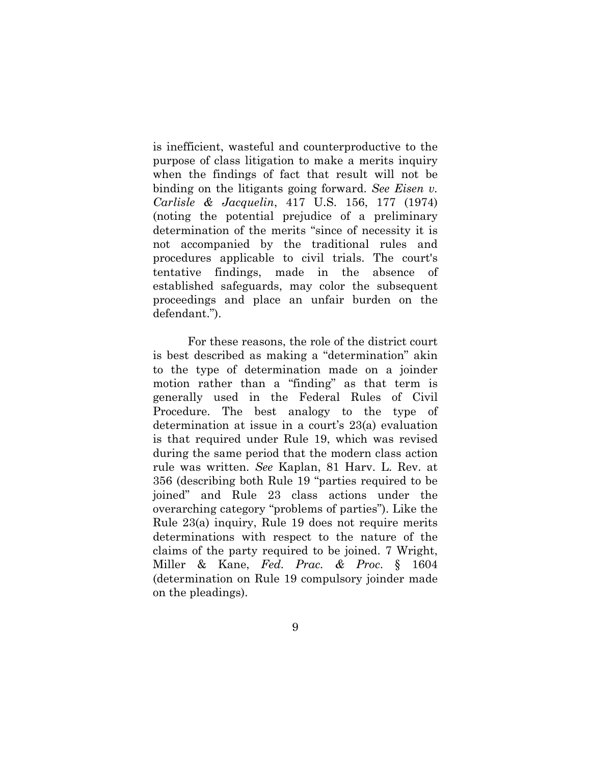is inefficient, wasteful and counterproductive to the purpose of class litigation to make a merits inquiry when the findings of fact that result will not be binding on the litigants going forward. *See Eisen v. Carlisle & Jacquelin*, 417 U.S. 156, 177 (1974) (noting the potential prejudice of a preliminary determination of the merits "since of necessity it is not accompanied by the traditional rules and procedures applicable to civil trials. The court's tentative findings, made in the absence of established safeguards, may color the subsequent proceedings and place an unfair burden on the defendant.").

For these reasons, the role of the district court is best described as making a "determination" akin to the type of determination made on a joinder motion rather than a "finding" as that term is generally used in the Federal Rules of Civil Procedure. The best analogy to the type of determination at issue in a court's 23(a) evaluation is that required under Rule 19, which was revised during the same period that the modern class action rule was written. *See* Kaplan, 81 Harv. L. Rev. at 356 (describing both Rule 19 "parties required to be joined" and Rule 23 class actions under the overarching category "problems of parties"). Like the Rule 23(a) inquiry, Rule 19 does not require merits determinations with respect to the nature of the claims of the party required to be joined. 7 Wright, Miller & Kane, *Fed. Prac. & Proc.* § 1604 (determination on Rule 19 compulsory joinder made on the pleadings).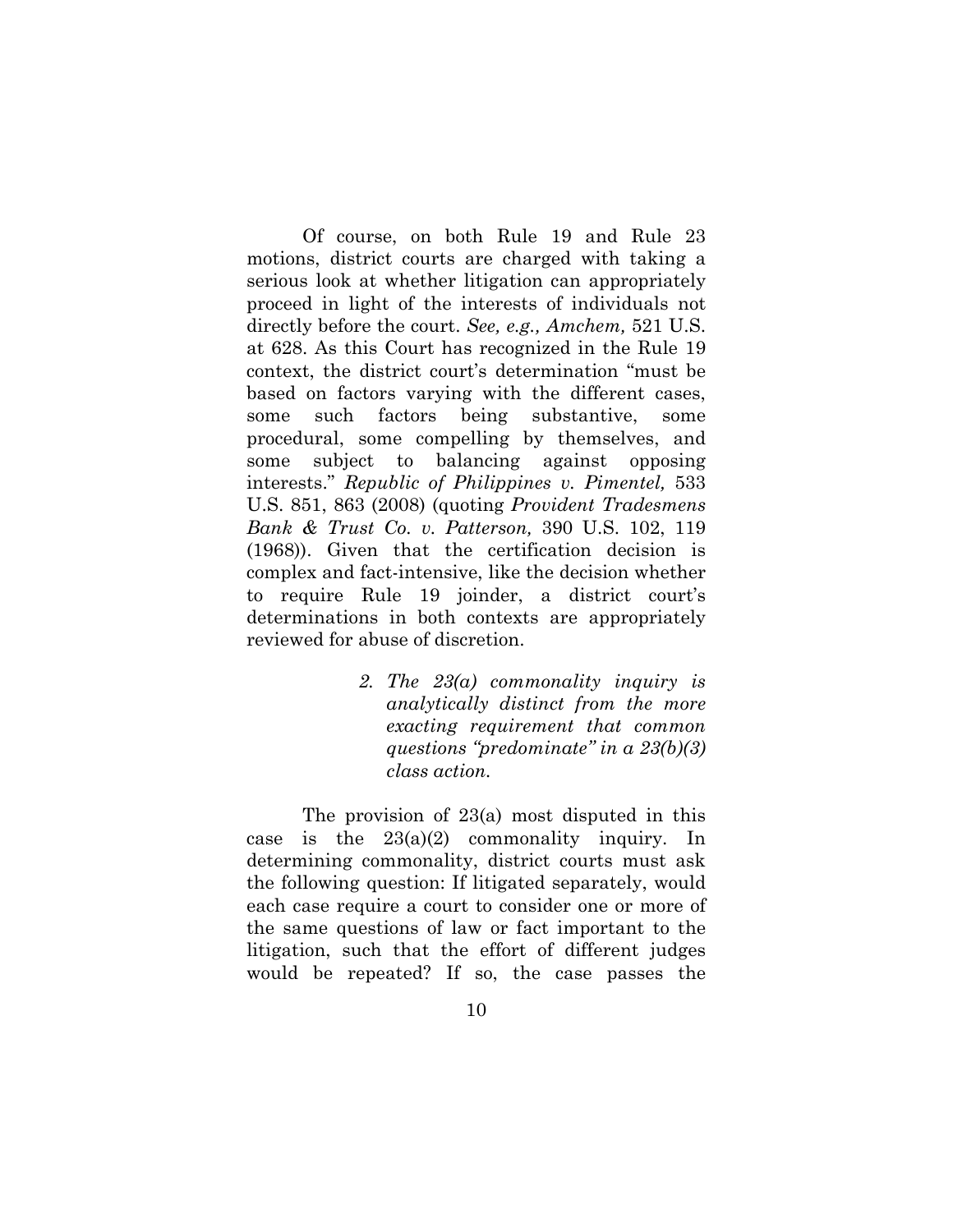Of course, on both Rule 19 and Rule 23 motions, district courts are charged with taking a serious look at whether litigation can appropriately proceed in light of the interests of individuals not directly before the court. *See, e.g., Amchem,* 521 U.S. at 628. As this Court has recognized in the Rule 19 context, the district court's determination "must be based on factors varying with the different cases, some such factors being substantive, some procedural, some compelling by themselves, and some subject to balancing against opposing interests." *Republic of Philippines v. Pimentel,* 533 U.S. 851, 863 (2008) (quoting *Provident Tradesmens Bank & Trust Co. v. Patterson,* 390 U.S. 102, 119 (1968)). Given that the certification decision is complex and fact-intensive, like the decision whether to require Rule 19 joinder, a district court's determinations in both contexts are appropriately reviewed for abuse of discretion.

> *2. The 23(a) commonality inquiry is analytically distinct from the more exacting requirement that common questions "predominate" in a 23(b)(3) class action.*

The provision of 23(a) most disputed in this case is the 23(a)(2) commonality inquiry. In determining commonality, district courts must ask the following question: If litigated separately, would each case require a court to consider one or more of the same questions of law or fact important to the litigation, such that the effort of different judges would be repeated? If so, the case passes the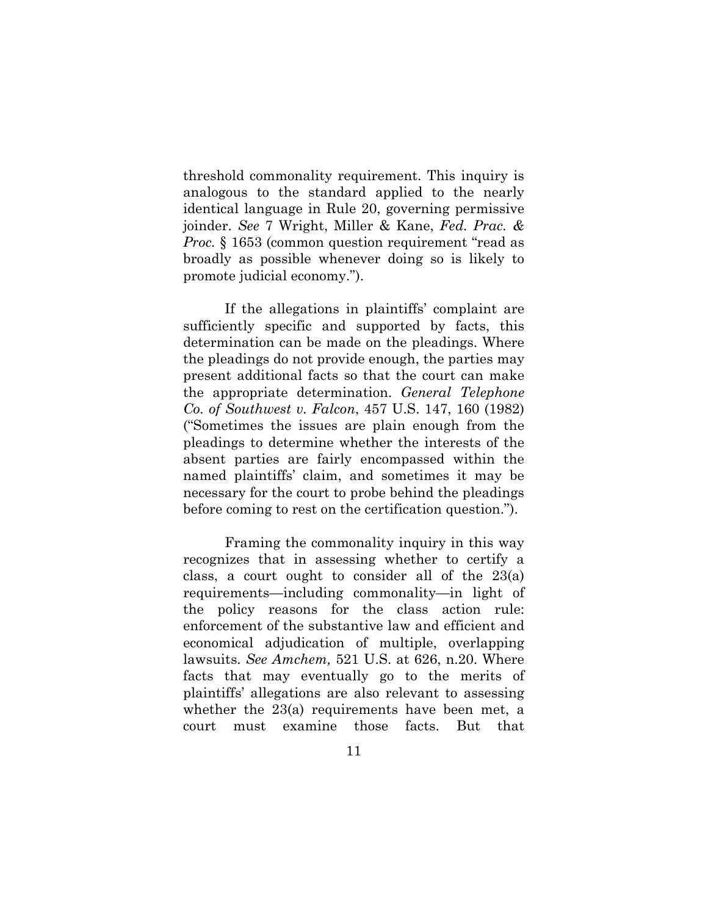threshold commonality requirement. This inquiry is analogous to the standard applied to the nearly identical language in Rule 20, governing permissive joinder. *See* 7 Wright, Miller & Kane, *Fed. Prac. & Proc.* § 1653 (common question requirement "read as broadly as possible whenever doing so is likely to promote judicial economy.").

If the allegations in plaintiffs' complaint are sufficiently specific and supported by facts, this determination can be made on the pleadings. Where the pleadings do not provide enough, the parties may present additional facts so that the court can make the appropriate determination. *General Telephone Co. of Southwest v. Falcon*, 457 U.S. 147, 160 (1982) ("Sometimes the issues are plain enough from the pleadings to determine whether the interests of the absent parties are fairly encompassed within the named plaintiffs' claim, and sometimes it may be necessary for the court to probe behind the pleadings before coming to rest on the certification question.").

Framing the commonality inquiry in this way recognizes that in assessing whether to certify a class, a court ought to consider all of the 23(a) requirements—including commonality—in light of the policy reasons for the class action rule: enforcement of the substantive law and efficient and economical adjudication of multiple, overlapping lawsuits. *See Amchem,* 521 U.S. at 626, n.20. Where facts that may eventually go to the merits of plaintiffs' allegations are also relevant to assessing whether the 23(a) requirements have been met, a court must examine those facts. But that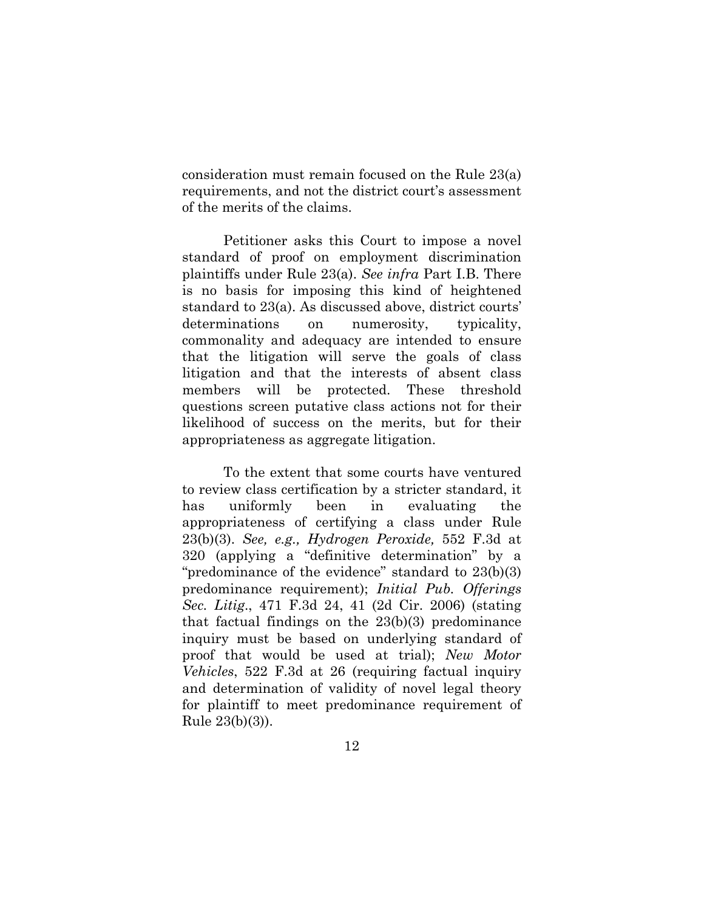consideration must remain focused on the Rule 23(a) requirements, and not the district court's assessment of the merits of the claims.

Petitioner asks this Court to impose a novel standard of proof on employment discrimination plaintiffs under Rule 23(a). *See infra* Part I.B. There is no basis for imposing this kind of heightened standard to 23(a). As discussed above, district courts' determinations on numerosity, typicality, commonality and adequacy are intended to ensure that the litigation will serve the goals of class litigation and that the interests of absent class members will be protected. These threshold questions screen putative class actions not for their likelihood of success on the merits, but for their appropriateness as aggregate litigation.

To the extent that some courts have ventured to review class certification by a stricter standard, it has uniformly been in evaluating the appropriateness of certifying a class under Rule 23(b)(3). *See, e.g., Hydrogen Peroxide,* 552 F.3d at 320 (applying a "definitive determination" by a "predominance of the evidence" standard to 23(b)(3) predominance requirement); *Initial Pub. Offerings Sec. Litig.*, 471 F.3d 24, 41 (2d Cir. 2006) (stating that factual findings on the 23(b)(3) predominance inquiry must be based on underlying standard of proof that would be used at trial); *New Motor Vehicles*, 522 F.3d at 26 (requiring factual inquiry and determination of validity of novel legal theory for plaintiff to meet predominance requirement of Rule 23(b)(3)).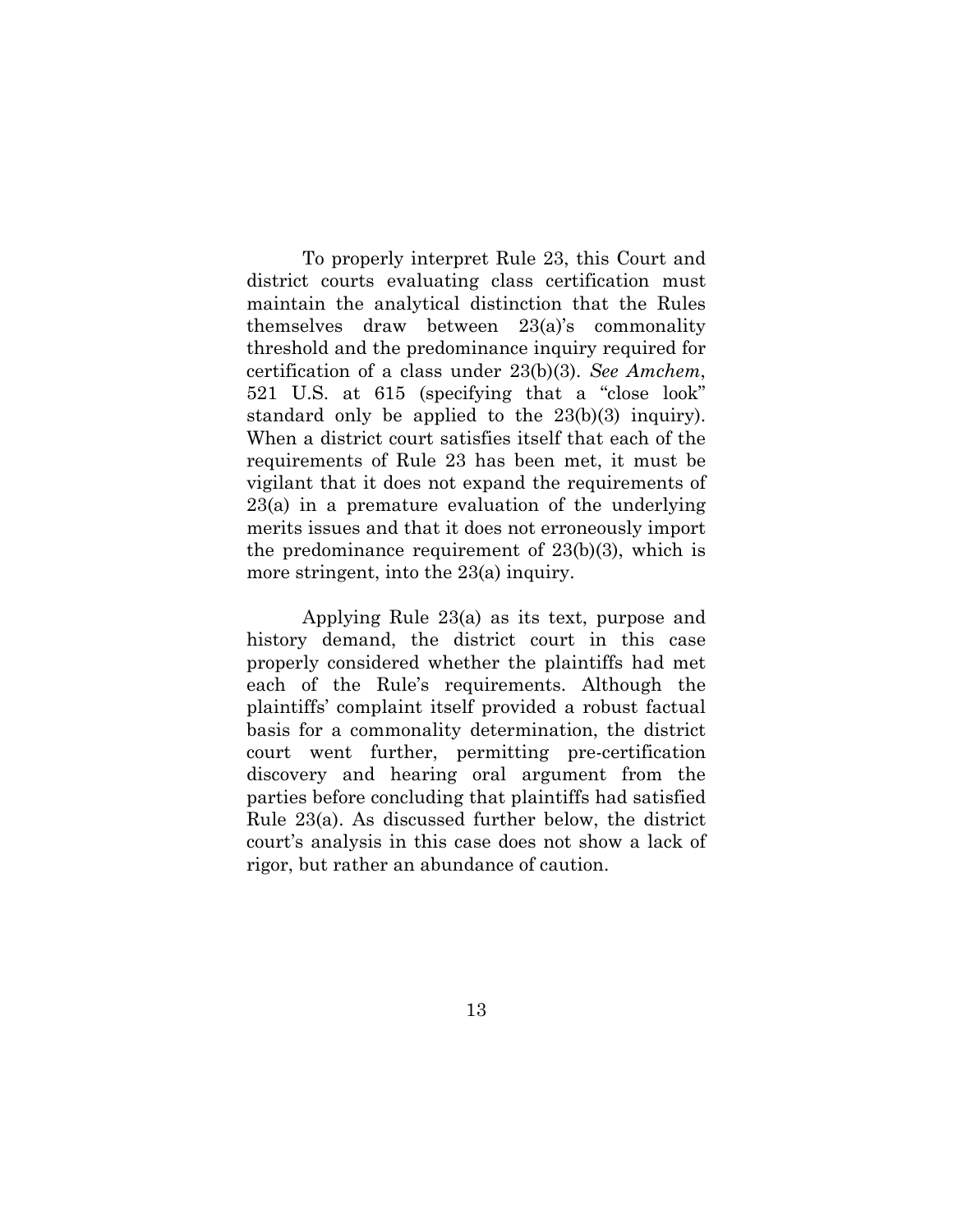To properly interpret Rule 23, this Court and district courts evaluating class certification must maintain the analytical distinction that the Rules themselves draw between 23(a)'s commonality threshold and the predominance inquiry required for certification of a class under 23(b)(3). *See Amchem*, 521 U.S. at 615 (specifying that a "close look" standard only be applied to the 23(b)(3) inquiry). When a district court satisfies itself that each of the requirements of Rule 23 has been met, it must be vigilant that it does not expand the requirements of 23(a) in a premature evaluation of the underlying merits issues and that it does not erroneously import the predominance requirement of 23(b)(3), which is more stringent, into the 23(a) inquiry.

Applying Rule 23(a) as its text, purpose and history demand, the district court in this case properly considered whether the plaintiffs had met each of the Rule's requirements. Although the plaintiffs' complaint itself provided a robust factual basis for a commonality determination, the district court went further, permitting pre-certification discovery and hearing oral argument from the parties before concluding that plaintiffs had satisfied Rule 23(a). As discussed further below, the district court's analysis in this case does not show a lack of rigor, but rather an abundance of caution.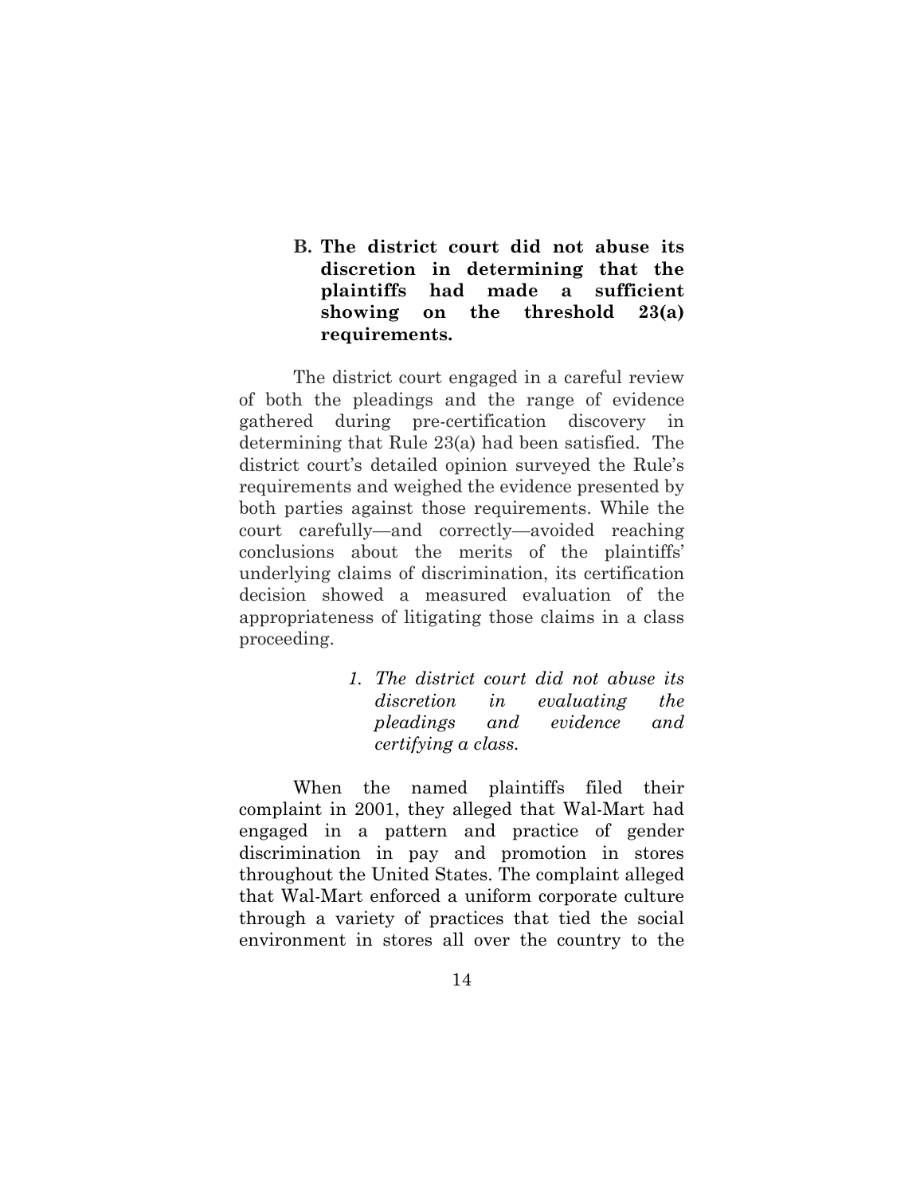### B. The district court did not abuse its discretion in determining that the plaintiffs had made a sufficient showing on the threshold 23(a) requirements.

The district court engaged in a careful review of both the pleadings and the range of evidence gathered during pre-certification discovery in determining that Rule 23(a) had been satisfied. The district court's detailed opinion surveyed the Rule's requirements and weighed the evidence presented by both parties against those requirements. While the court carefully—and correctly—avoided reaching conclusions about the merits of the plaintiffs' underlying claims of discrimination, its certification decision showed a measured evaluation of the appropriateness of litigating those claims in a class proceeding.

#### *1. The district court did not abuse its discretion in evaluating the pleadings and evidence and certifying a class.*

When the named plaintiffs filed their complaint in 2001, they alleged that Wal-Mart had engaged in a pattern and practice of gender discrimination in pay and promotion in stores throughout the United States. The complaint alleged that Wal-Mart enforced a uniform corporate culture through a variety of practices that tied the social environment in stores all over the country to the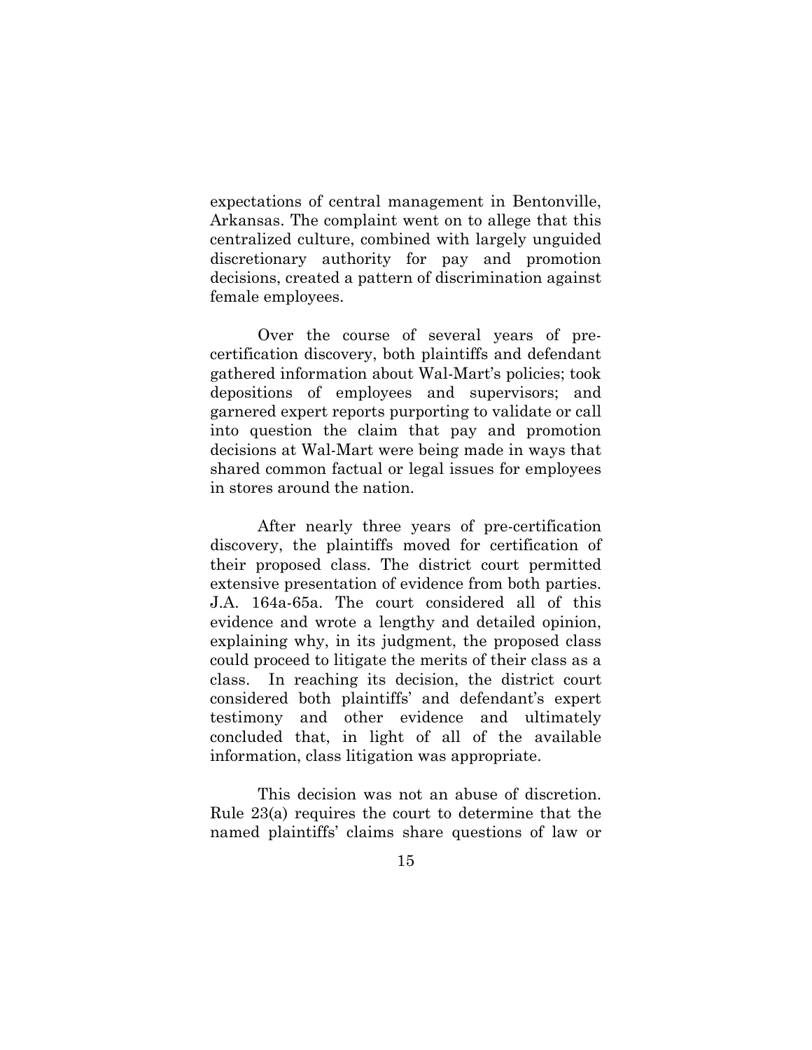expectations of central management in Bentonville, Arkansas. The complaint went on to allege that this centralized culture, combined with largely unguided discretionary authority for pay and promotion decisions, created a pattern of discrimination against female employees.

Over the course of several years of pre-certification discovery, both plaintiffs and defendant gathered information about Wal-Mart's policies; took depositions of employees and supervisors; and garnered expert reports purporting to validate or call into question the claim that pay and promotion decisions at Wal-Mart were being made in ways that shared common factual or legal issues for employees in stores around the nation.

After nearly three years of pre-certification discovery, the plaintiffs moved for certification of their proposed class. The district court permitted extensive presentation of evidence from both parties. J.A. 164a-65a. The court considered all of this evidence and wrote a lengthy and detailed opinion, explaining why, in its judgment, the proposed class could proceed to litigate the merits of their class as a class. In reaching its decision, the district court considered both plaintiffs' and defendant's expert testimony and other evidence and ultimately concluded that, in light of all of the available information, class litigation was appropriate.

This decision was not an abuse of discretion. Rule 23(a) requires the court to determine that the named plaintiffs' claims share questions of law or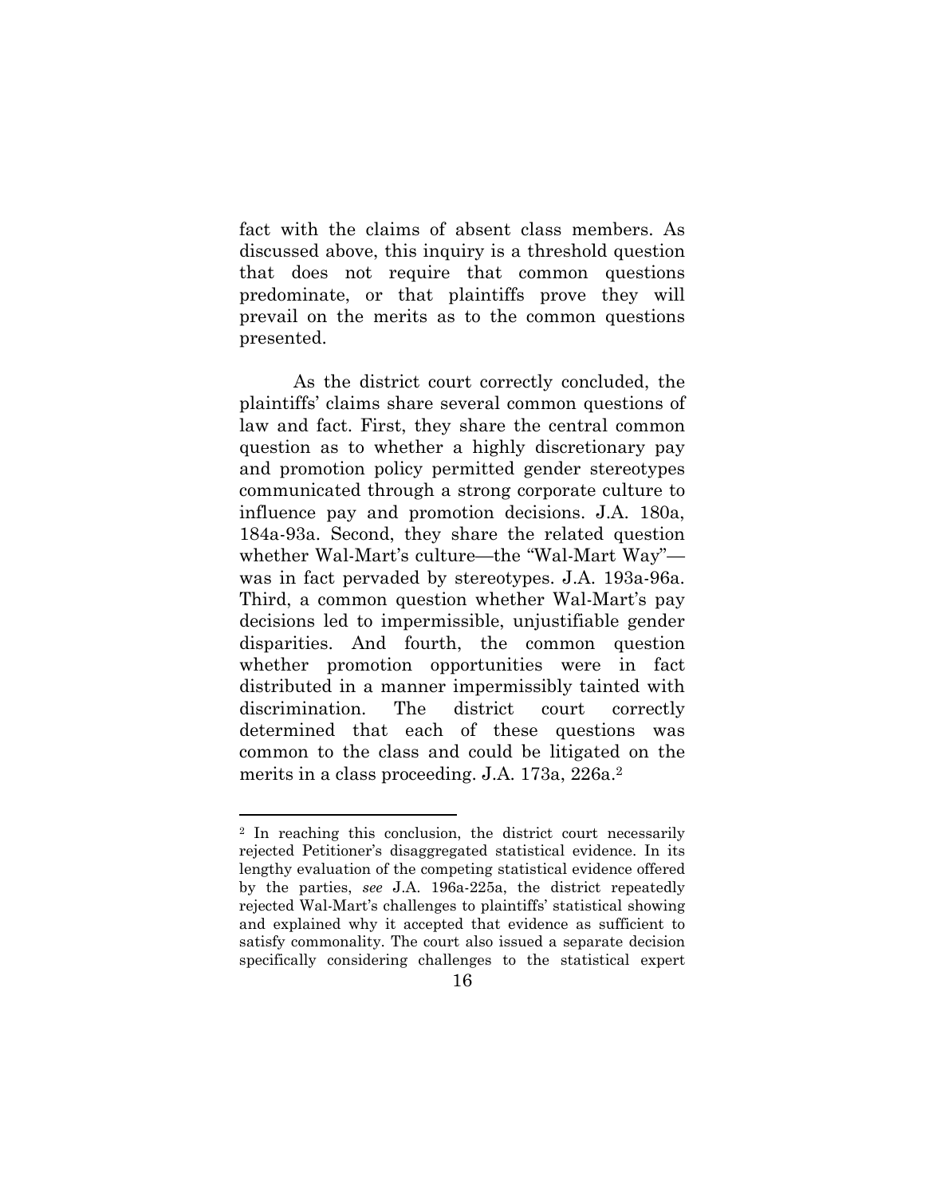fact with the claims of absent class members. As discussed above, this inquiry is a threshold question that does not require that common questions predominate, or that plaintiffs prove they will prevail on the merits as to the common questions presented.

As the district court correctly concluded, the plaintiffs' claims share several common questions of law and fact. First, they share the central common question as to whether a highly discretionary pay and promotion policy permitted gender stereotypes communicated through a strong corporate culture to influence pay and promotion decisions. J.A. 180a, 184a-93a. Second, they share the related question whether Wal-Mart's culture—the "Wal-Mart Way"—was in fact pervaded by stereotypes. J.A. 193a-96a. Third, a common question whether Wal-Mart's pay decisions led to impermissible, unjustifiable gender disparities. And fourth, the common question whether promotion opportunities were in fact distributed in a manner impermissibly tainted with discrimination. The district court correctly determined that each of these questions was common to the class and could be litigated on the merits in a class proceeding. J.A. 173a, 226a.[2]

---

[2] In reaching this conclusion, the district court necessarily rejected Petitioner's disaggregated statistical evidence. In its lengthy evaluation of the competing statistical evidence offered by the parties, *see* J.A. 196a-225a, the district repeatedly rejected Wal-Mart's challenges to plaintiffs' statistical showing and explained why it accepted that evidence as sufficient to satisfy commonality. The court also issued a separate decision specifically considering challenges to the statistical expert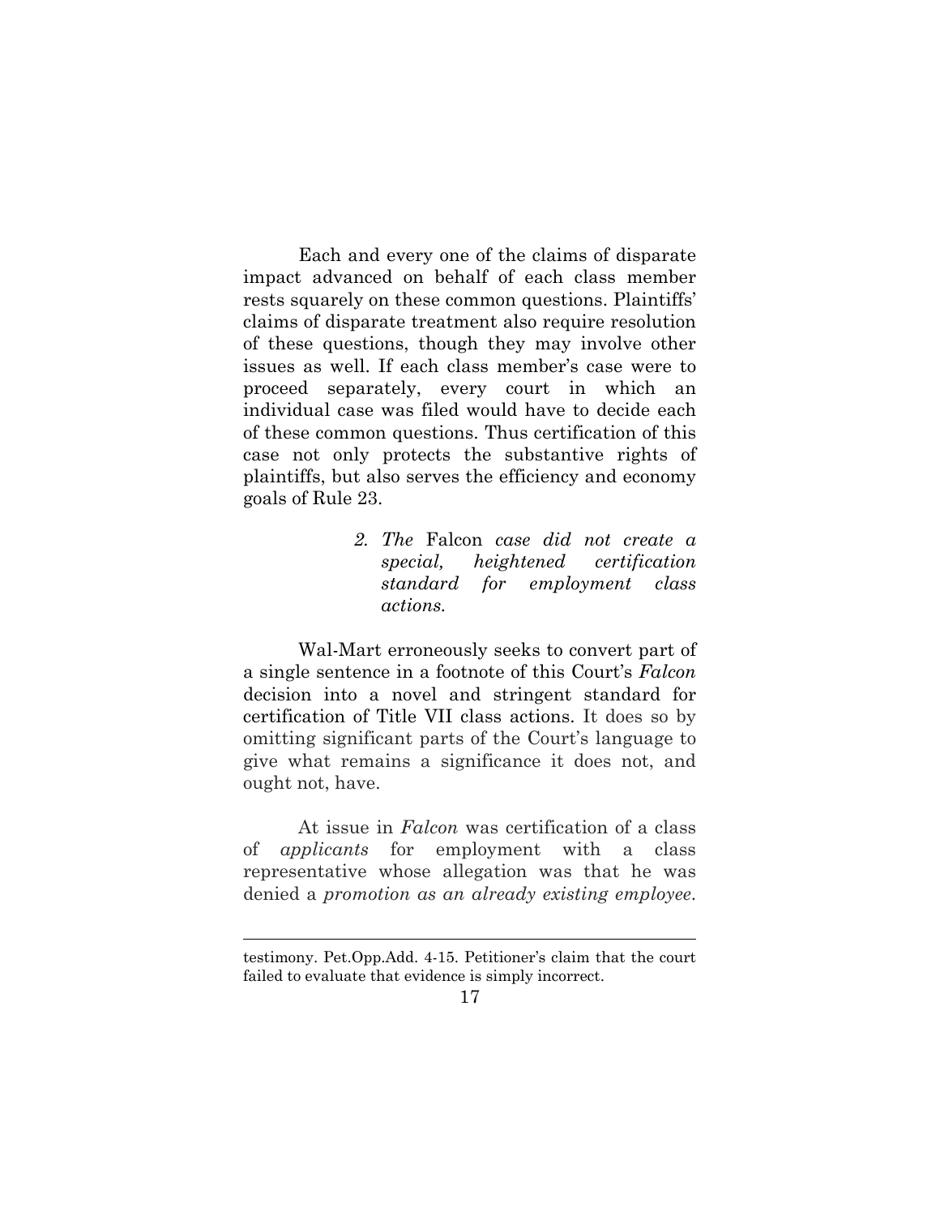Each and every one of the claims of disparate impact advanced on behalf of each class member rests squarely on these common questions. Plaintiffs' claims of disparate treatment also require resolution of these questions, though they may involve other issues as well. If each class member's case were to proceed separately, every court in which an individual case was filed would have to decide each of these common questions. Thus certification of this case not only protects the substantive rights of plaintiffs, but also serves the efficiency and economy goals of Rule 23.

*2. The* Falcon *case did not create a special, heightened certification standard for employment class actions.*

Wal-Mart erroneously seeks to convert part of a single sentence in a footnote of this Court's *Falcon* decision into a novel and stringent standard for certification of Title VII class actions. It does so by omitting significant parts of the Court's language to give what remains a significance it does not, and ought not, have.

At issue in *Falcon* was certification of a class of *applicants* for employment with a class representative whose allegation was that he was denied a *promotion as an already existing employee*.

---

testimony. Pet.Opp.Add. 4-15. Petitioner's claim that the court failed to evaluate that evidence is simply incorrect.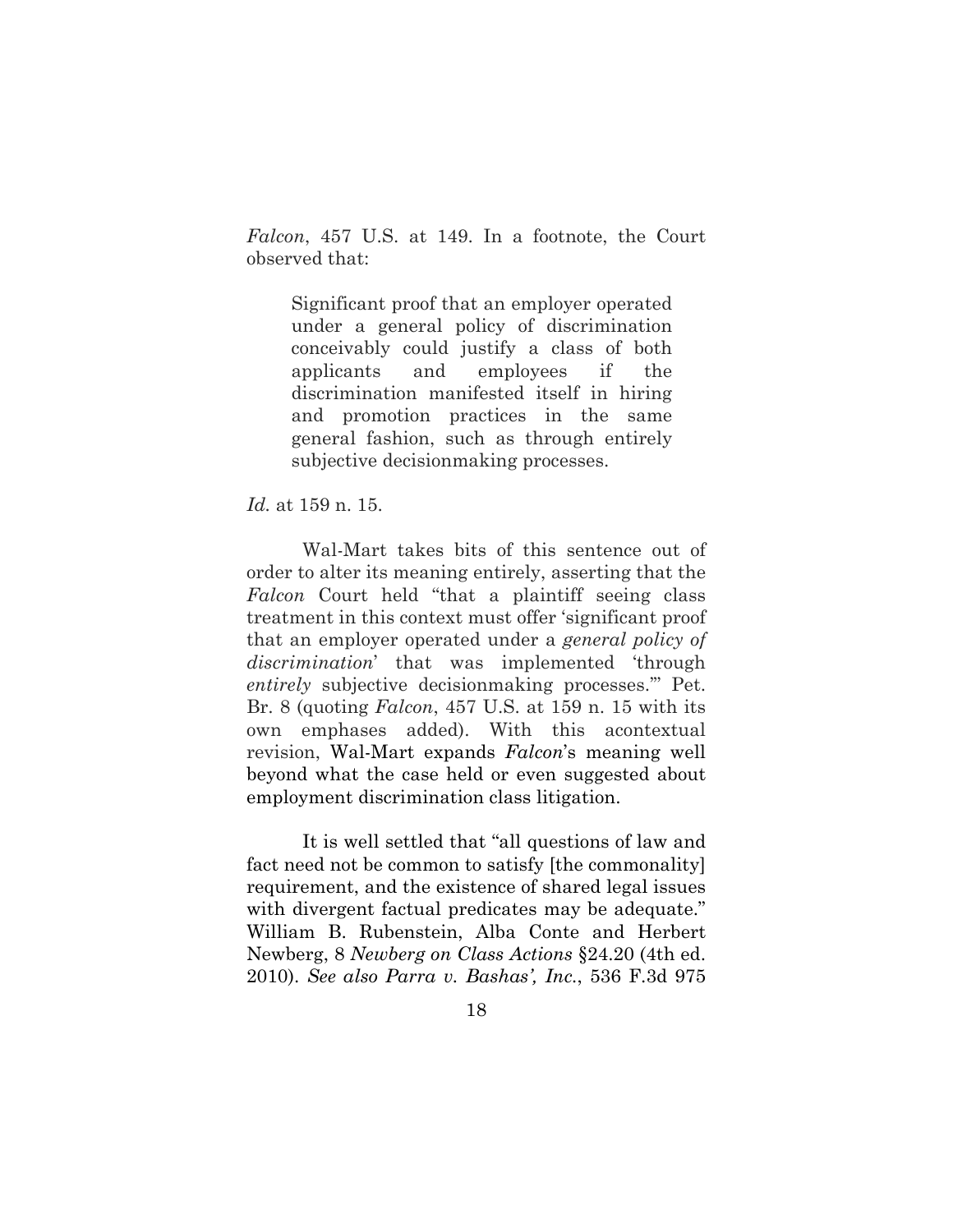*Falcon*, 457 U.S. at 149. In a footnote, the Court observed that:

> Significant proof that an employer operated under a general policy of discrimination conceivably could justify a class of both applicants and employees if the discrimination manifested itself in hiring and promotion practices in the same general fashion, such as through entirely subjective decisionmaking processes.

*Id.* at 159 n. 15.

Wal-Mart takes bits of this sentence out of order to alter its meaning entirely, asserting that the *Falcon* Court held "that a plaintiff seeing class treatment in this context must offer 'significant proof that an employer operated under a *general policy of discrimination*' that was implemented 'through *entirely* subjective decisionmaking processes.'" Pet. Br. 8 (quoting *Falcon*, 457 U.S. at 159 n. 15 with its own emphases added). With this acontextual revision, Wal-Mart expands *Falcon*'s meaning well beyond what the case held or even suggested about employment discrimination class litigation.

It is well settled that "all questions of law and fact need not be common to satisfy [the commonality] requirement, and the existence of shared legal issues with divergent factual predicates may be adequate." William B. Rubenstein, Alba Conte and Herbert Newberg, 8 *Newberg on Class Actions* §24.20 (4th ed. 2010). *See also Parra v. Bashas', Inc.*, 536 F.3d 975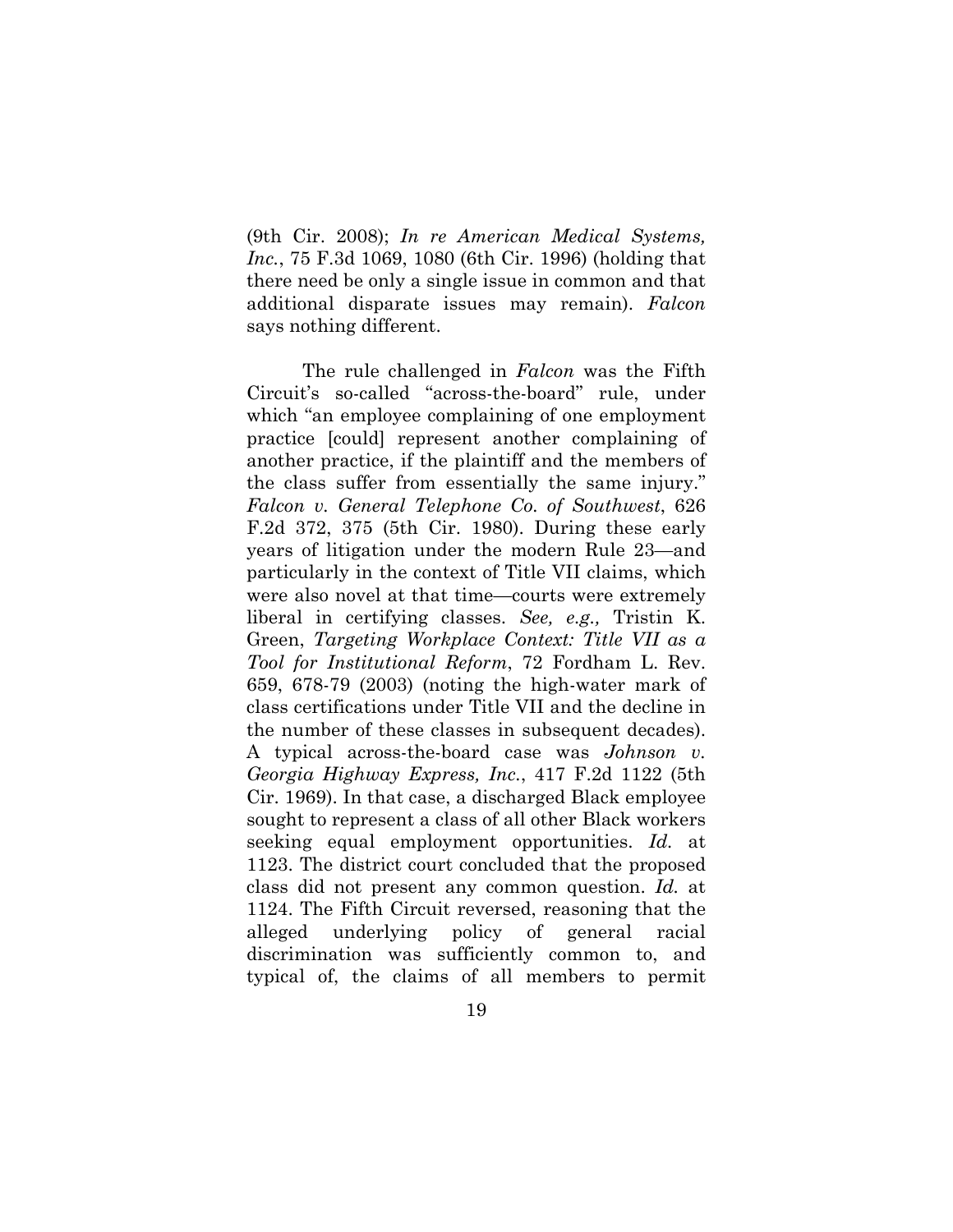(9th Cir. 2008); *In re American Medical Systems, Inc.*, 75 F.3d 1069, 1080 (6th Cir. 1996) (holding that there need be only a single issue in common and that additional disparate issues may remain). *Falcon* says nothing different.

The rule challenged in *Falcon* was the Fifth Circuit's so-called "across-the-board" rule, under which "an employee complaining of one employment practice [could] represent another complaining of another practice, if the plaintiff and the members of the class suffer from essentially the same injury." *Falcon v. General Telephone Co. of Southwest*, 626 F.2d 372, 375 (5th Cir. 1980). During these early years of litigation under the modern Rule 23—and particularly in the context of Title VII claims, which were also novel at that time—courts were extremely liberal in certifying classes. *See, e.g.,* Tristin K. Green, *Targeting Workplace Context: Title VII as a Tool for Institutional Reform*, 72 Fordham L. Rev. 659, 678-79 (2003) (noting the high-water mark of class certifications under Title VII and the decline in the number of these classes in subsequent decades). A typical across-the-board case was *Johnson v. Georgia Highway Express, Inc.*, 417 F.2d 1122 (5th Cir. 1969). In that case, a discharged Black employee sought to represent a class of all other Black workers seeking equal employment opportunities. *Id.* at 1123. The district court concluded that the proposed class did not present any common question. *Id.* at 1124. The Fifth Circuit reversed, reasoning that the alleged underlying policy of general racial discrimination was sufficiently common to, and typical of, the claims of all members to permit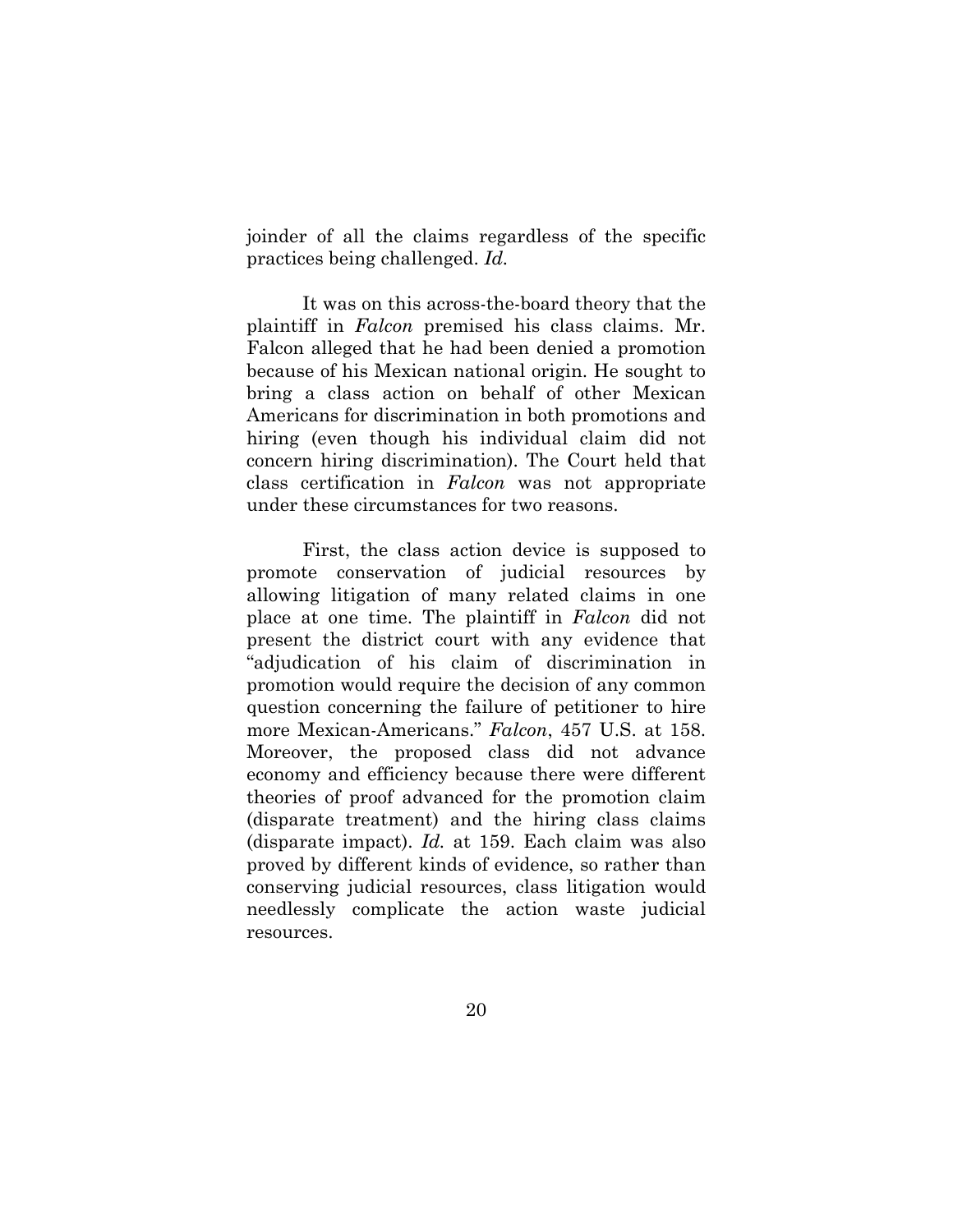joinder of all the claims regardless of the specific practices being challenged. *Id.*

It was on this across-the-board theory that the plaintiff in *Falcon* premised his class claims. Mr. Falcon alleged that he had been denied a promotion because of his Mexican national origin. He sought to bring a class action on behalf of other Mexican Americans for discrimination in both promotions and hiring (even though his individual claim did not concern hiring discrimination). The Court held that class certification in *Falcon* was not appropriate under these circumstances for two reasons.

First, the class action device is supposed to promote conservation of judicial resources by allowing litigation of many related claims in one place at one time. The plaintiff in *Falcon* did not present the district court with any evidence that "adjudication of his claim of discrimination in promotion would require the decision of any common question concerning the failure of petitioner to hire more Mexican-Americans." *Falcon*, 457 U.S. at 158. Moreover, the proposed class did not advance economy and efficiency because there were different theories of proof advanced for the promotion claim (disparate treatment) and the hiring class claims (disparate impact). *Id.* at 159. Each claim was also proved by different kinds of evidence, so rather than conserving judicial resources, class litigation would needlessly complicate the action waste judicial resources.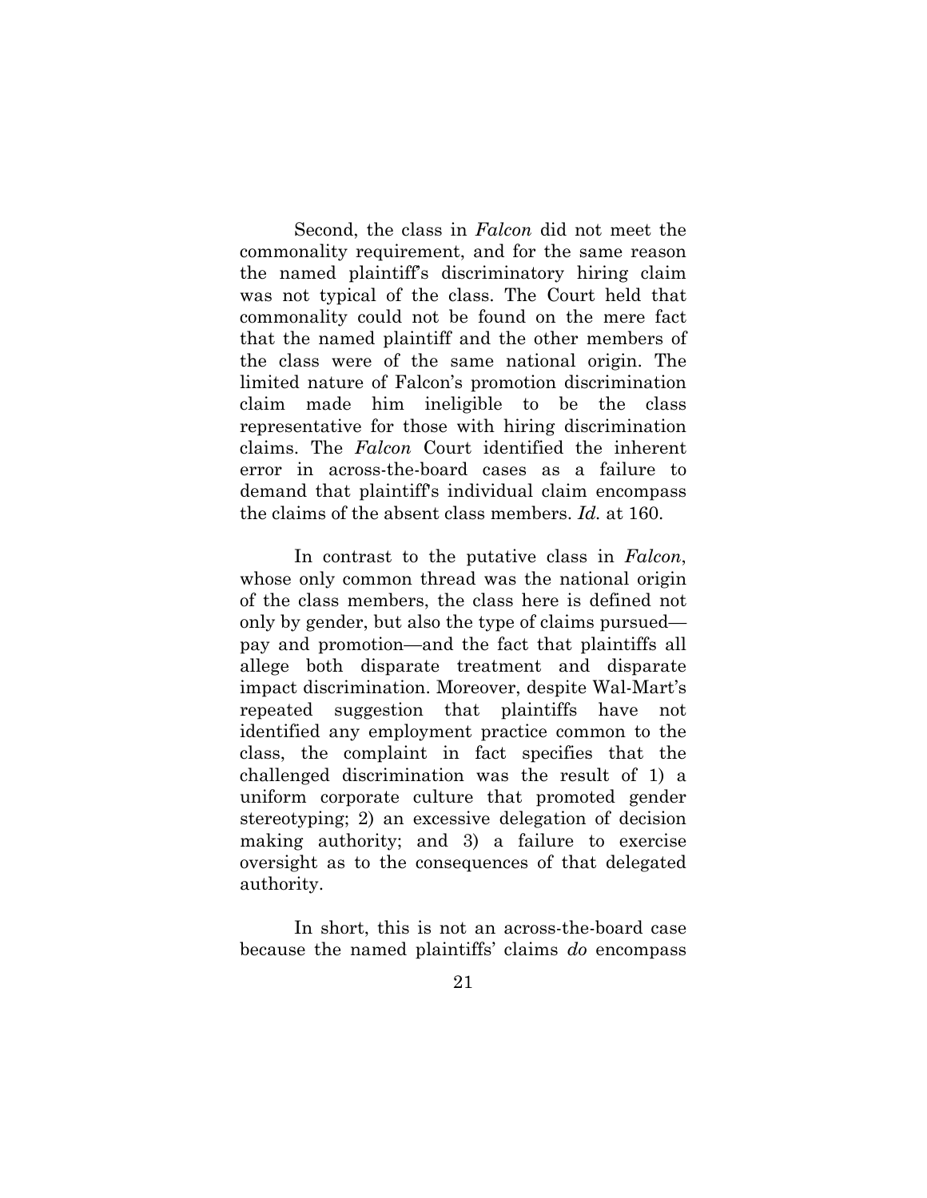Second, the class in *Falcon* did not meet the commonality requirement, and for the same reason the named plaintiff's discriminatory hiring claim was not typical of the class. The Court held that commonality could not be found on the mere fact that the named plaintiff and the other members of the class were of the same national origin. The limited nature of Falcon's promotion discrimination claim made him ineligible to be the class representative for those with hiring discrimination claims. The *Falcon* Court identified the inherent error in across-the-board cases as a failure to demand that plaintiff's individual claim encompass the claims of the absent class members. *Id.* at 160.

In contrast to the putative class in *Falcon*, whose only common thread was the national origin of the class members, the class here is defined not only by gender, but also the type of claims pursued—pay and promotion—and the fact that plaintiffs all allege both disparate treatment and disparate impact discrimination. Moreover, despite Wal-Mart's repeated suggestion that plaintiffs have not identified any employment practice common to the class, the complaint in fact specifies that the challenged discrimination was the result of 1) a uniform corporate culture that promoted gender stereotyping; 2) an excessive delegation of decision making authority; and 3) a failure to exercise oversight as to the consequences of that delegated authority.

In short, this is not an across-the-board case because the named plaintiffs' claims *do* encompass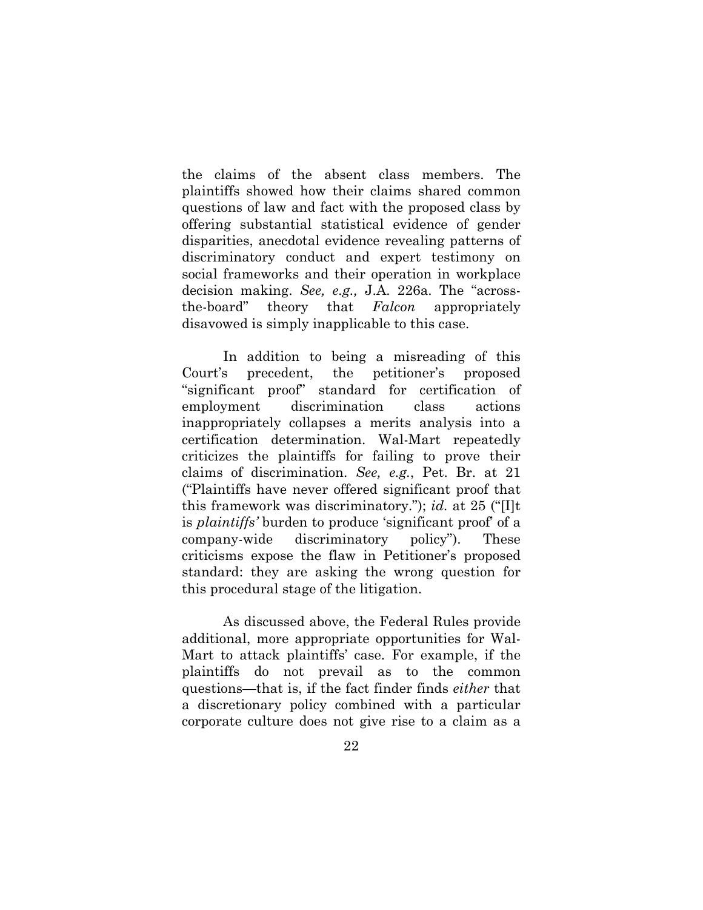the claims of the absent class members. The plaintiffs showed how their claims shared common questions of law and fact with the proposed class by offering substantial statistical evidence of gender disparities, anecdotal evidence revealing patterns of discriminatory conduct and expert testimony on social frameworks and their operation in workplace decision making. *See, e.g.,* J.A. 226a. The "across-the-board" theory that *Falcon* appropriately disavowed is simply inapplicable to this case.

In addition to being a misreading of this Court's precedent, the petitioner's proposed "significant proof" standard for certification of employment discrimination class actions inappropriately collapses a merits analysis into a certification determination. Wal-Mart repeatedly criticizes the plaintiffs for failing to prove their claims of discrimination. *See, e.g.*, Pet. Br. at 21 ("Plaintiffs have never offered significant proof that this framework was discriminatory."); *id.* at 25 ("[I]t is *plaintiffs'* burden to produce 'significant proof' of a company-wide discriminatory policy"). These criticisms expose the flaw in Petitioner's proposed standard: they are asking the wrong question for this procedural stage of the litigation.

As discussed above, the Federal Rules provide additional, more appropriate opportunities for Wal-Mart to attack plaintiffs' case. For example, if the plaintiffs do not prevail as to the common questions—that is, if the fact finder finds *either* that a discretionary policy combined with a particular corporate culture does not give rise to a claim as a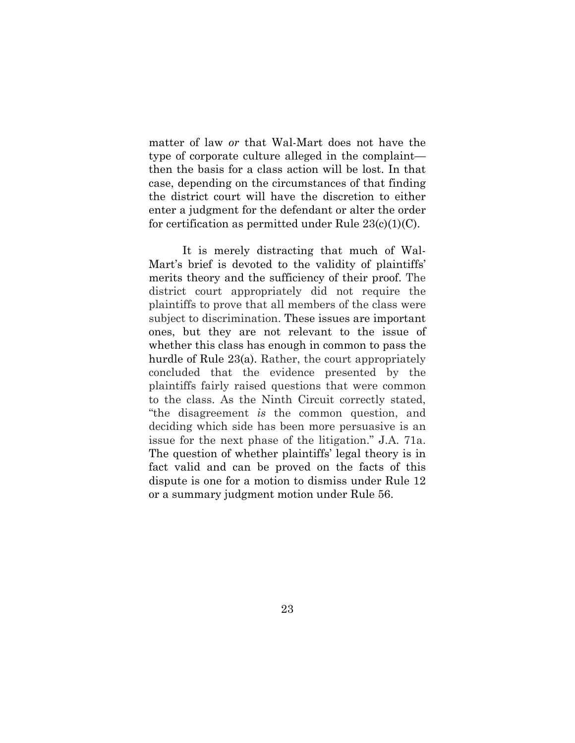matter of law *or* that Wal-Mart does not have the type of corporate culture alleged in the complaint—then the basis for a class action will be lost. In that case, depending on the circumstances of that finding the district court will have the discretion to either enter a judgment for the defendant or alter the order for certification as permitted under Rule 23(c)(1)(C).

It is merely distracting that much of Wal-Mart's brief is devoted to the validity of plaintiffs' merits theory and the sufficiency of their proof. The district court appropriately did not require the plaintiffs to prove that all members of the class were subject to discrimination. These issues are important ones, but they are not relevant to the issue of whether this class has enough in common to pass the hurdle of Rule 23(a). Rather, the court appropriately concluded that the evidence presented by the plaintiffs fairly raised questions that were common to the class. As the Ninth Circuit correctly stated, "the disagreement *is* the common question, and deciding which side has been more persuasive is an issue for the next phase of the litigation." J.A. 71a. The question of whether plaintiffs' legal theory is in fact valid and can be proved on the facts of this dispute is one for a motion to dismiss under Rule 12 or a summary judgment motion under Rule 56.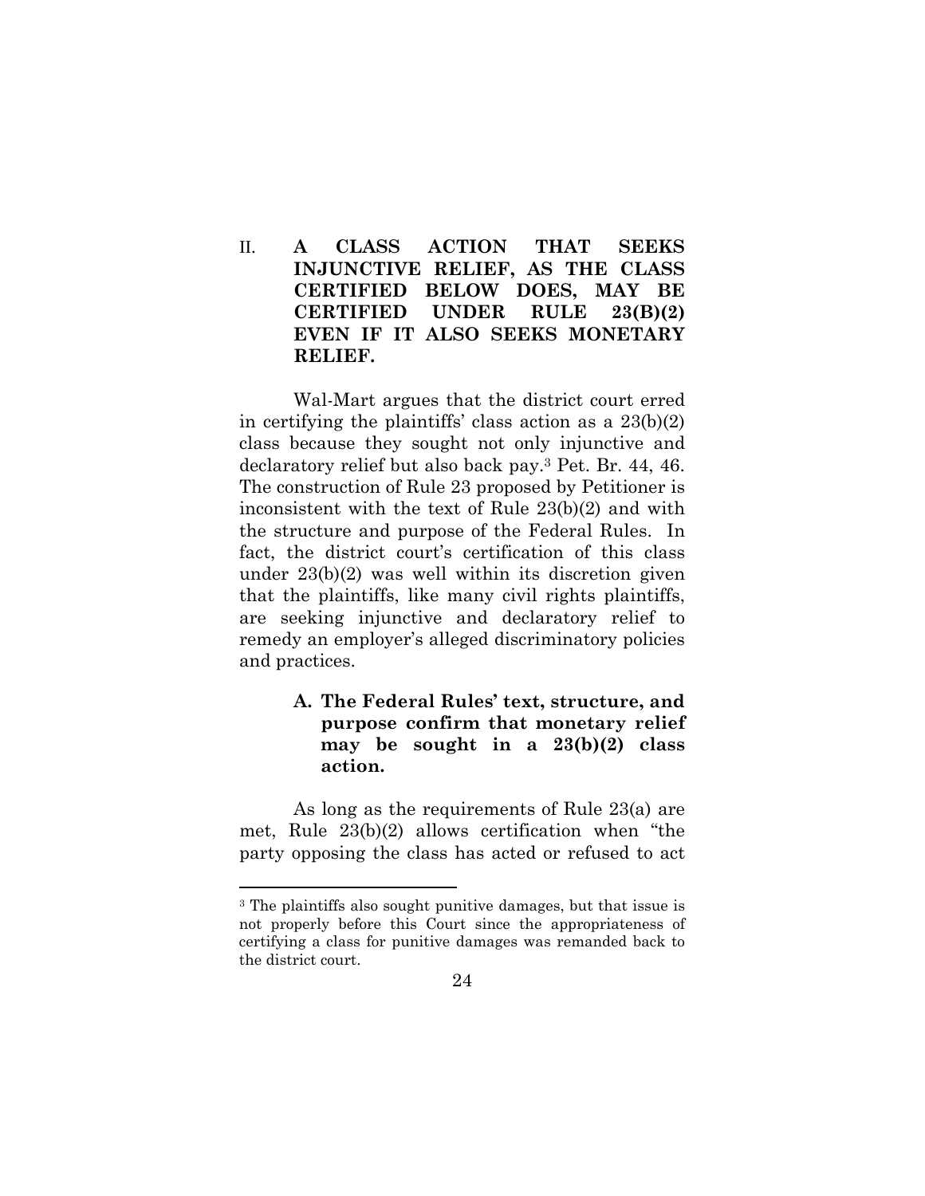## II. A CLASS ACTION THAT SEEKS INJUNCTIVE RELIEF, AS THE CLASS CERTIFIED BELOW DOES, MAY BE CERTIFIED UNDER RULE 23(B)(2) EVEN IF IT ALSO SEEKS MONETARY RELIEF.

Wal-Mart argues that the district court erred in certifying the plaintiffs' class action as a 23(b)(2) class because they sought not only injunctive and declaratory relief but also back pay.[3] Pet. Br. 44, 46. The construction of Rule 23 proposed by Petitioner is inconsistent with the text of Rule 23(b)(2) and with the structure and purpose of the Federal Rules. In fact, the district court's certification of this class under 23(b)(2) was well within its discretion given that the plaintiffs, like many civil rights plaintiffs, are seeking injunctive and declaratory relief to remedy an employer's alleged discriminatory policies and practices.

### A. The Federal Rules' text, structure, and purpose confirm that monetary relief may be sought in a 23(b)(2) class action.

As long as the requirements of Rule 23(a) are met, Rule 23(b)(2) allows certification when "the party opposing the class has acted or refused to act

---

[3] The plaintiffs also sought punitive damages, but that issue is not properly before this Court since the appropriateness of certifying a class for punitive damages was remanded back to the district court.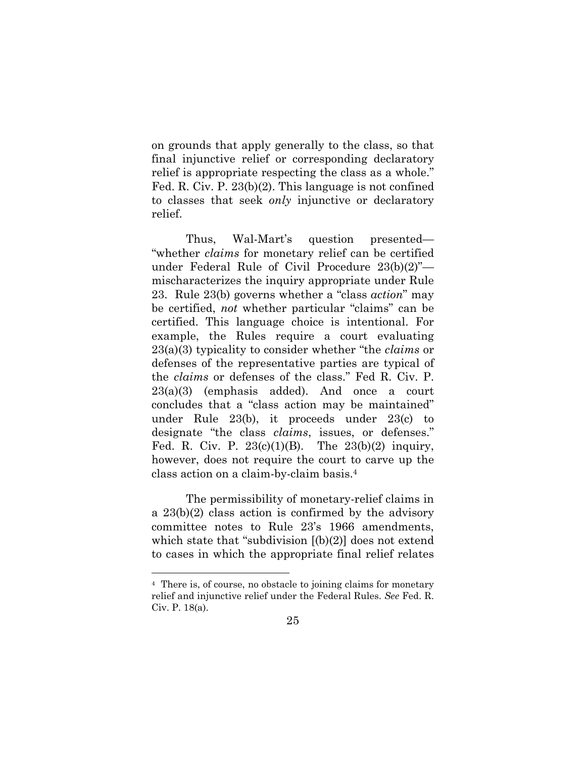on grounds that apply generally to the class, so that final injunctive relief or corresponding declaratory relief is appropriate respecting the class as a whole." Fed. R. Civ. P. 23(b)(2). This language is not confined to classes that seek *only* injunctive or declaratory relief.

Thus, Wal-Mart's question presented—"whether *claims* for monetary relief can be certified under Federal Rule of Civil Procedure 23(b)(2)"—mischaracterizes the inquiry appropriate under Rule 23. Rule 23(b) governs whether a "class *action*" may be certified, *not* whether particular "claims" can be certified. This language choice is intentional. For example, the Rules require a court evaluating 23(a)(3) typicality to consider whether "the *claims* or defenses of the representative parties are typical of the *claims* or defenses of the class." Fed R. Civ. P. 23(a)(3) (emphasis added). And once a court concludes that a "class action may be maintained" under Rule 23(b), it proceeds under 23(c) to designate "the class *claims*, issues, or defenses." Fed. R. Civ. P. 23(c)(1)(B). The 23(b)(2) inquiry, however, does not require the court to carve up the class action on a claim-by-claim basis.[4]

The permissibility of monetary-relief claims in a 23(b)(2) class action is confirmed by the advisory committee notes to Rule 23's 1966 amendments, which state that "subdivision [(b)(2)] does not extend to cases in which the appropriate final relief relates

---

[4] There is, of course, no obstacle to joining claims for monetary relief and injunctive relief under the Federal Rules. *See* Fed. R. Civ. P. 18(a).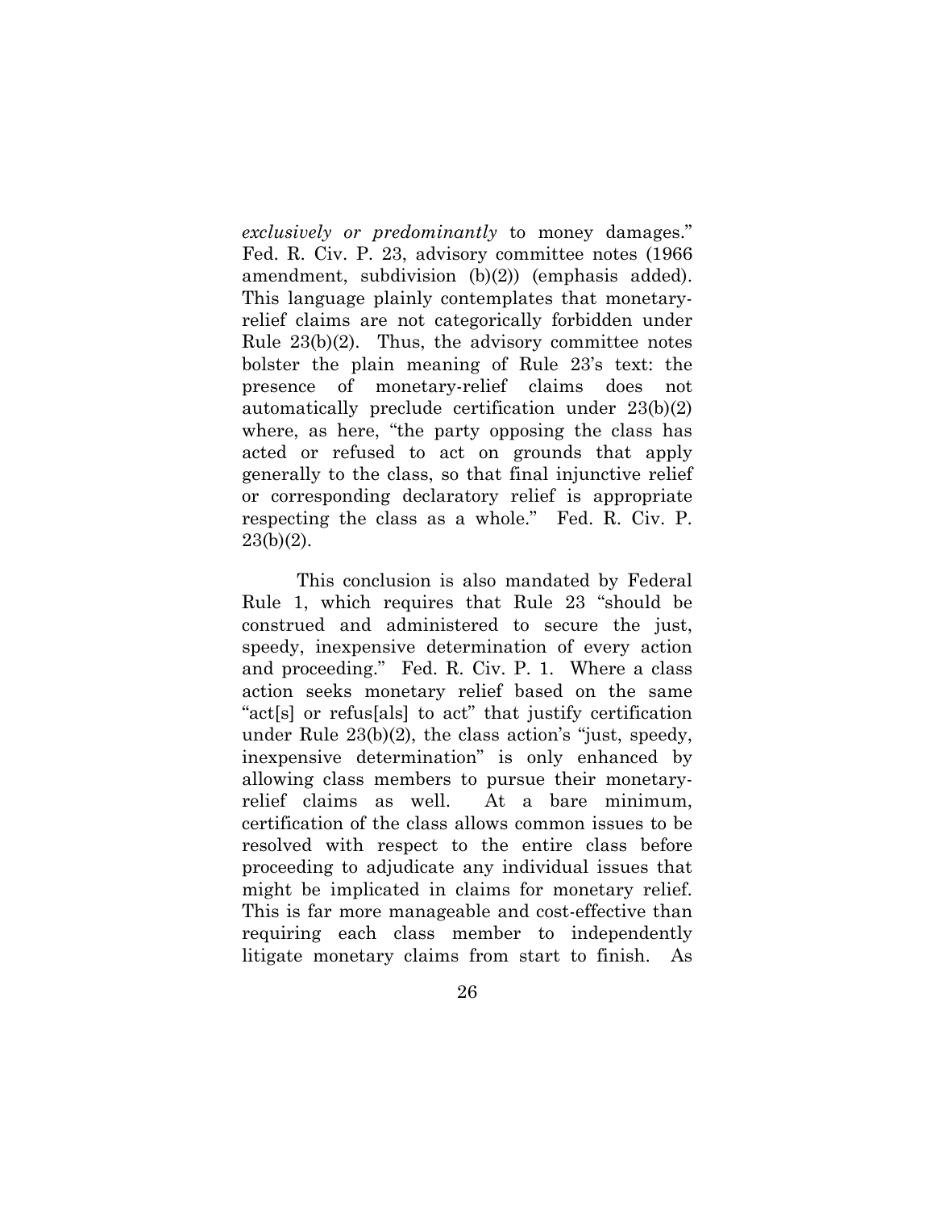*exclusively or predominantly* to money damages." Fed. R. Civ. P. 23, advisory committee notes (1966 amendment, subdivision (b)(2)) (emphasis added). This language plainly contemplates that monetary-relief claims are not categorically forbidden under Rule 23(b)(2). Thus, the advisory committee notes bolster the plain meaning of Rule 23's text: the presence of monetary-relief claims does not automatically preclude certification under 23(b)(2) where, as here, "the party opposing the class has acted or refused to act on grounds that apply generally to the class, so that final injunctive relief or corresponding declaratory relief is appropriate respecting the class as a whole." Fed. R. Civ. P. 23(b)(2).

This conclusion is also mandated by Federal Rule 1, which requires that Rule 23 "should be construed and administered to secure the just, speedy, inexpensive determination of every action and proceeding." Fed. R. Civ. P. 1. Where a class action seeks monetary relief based on the same "act[s] or refus[als] to act" that justify certification under Rule 23(b)(2), the class action's "just, speedy, inexpensive determination" is only enhanced by allowing class members to pursue their monetary-relief claims as well. At a bare minimum, certification of the class allows common issues to be resolved with respect to the entire class before proceeding to adjudicate any individual issues that might be implicated in claims for monetary relief. This is far more manageable and cost-effective than requiring each class member to independently litigate monetary claims from start to finish. As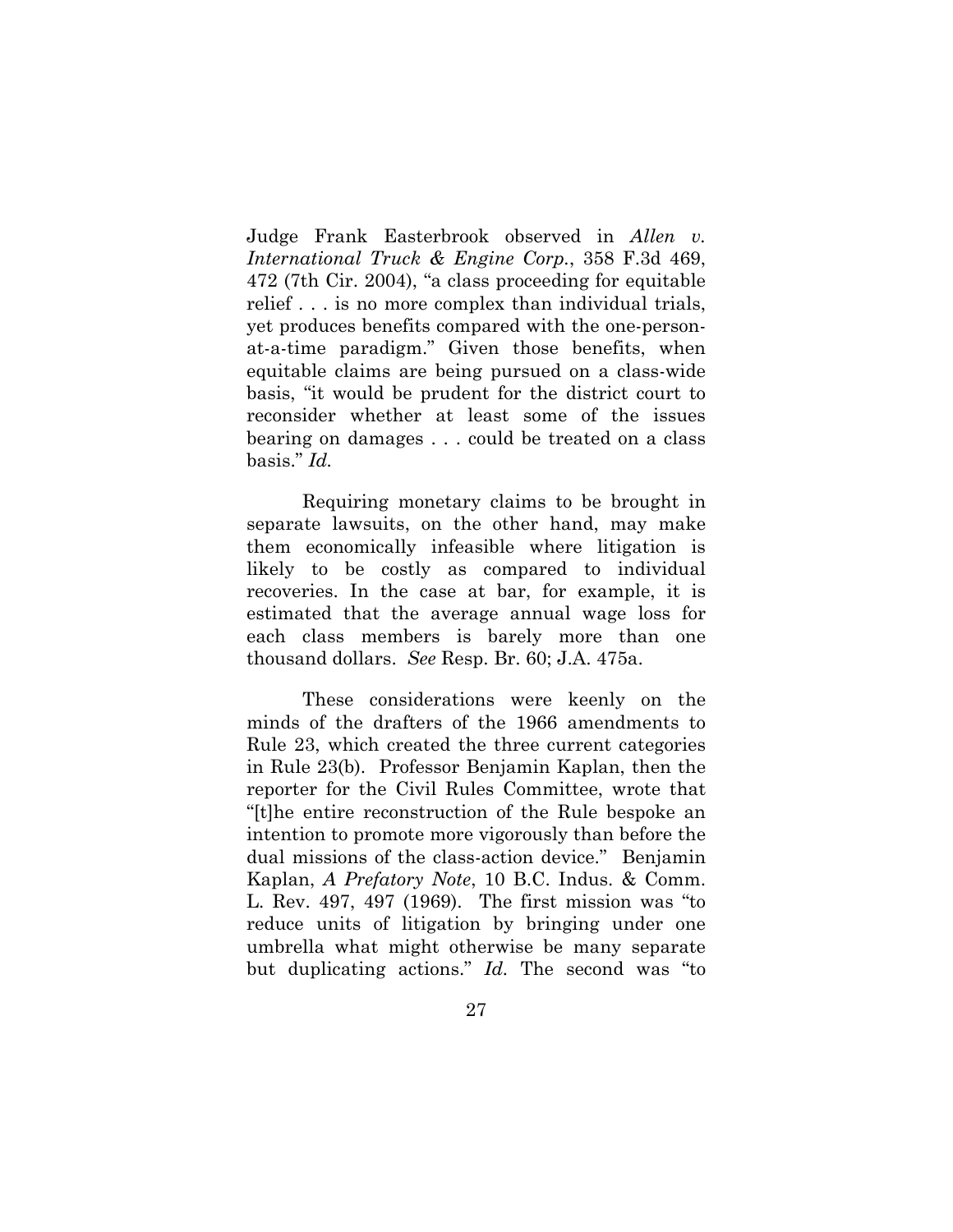Judge Frank Easterbrook observed in *Allen v. International Truck & Engine Corp.*, 358 F.3d 469, 472 (7th Cir. 2004), "a class proceeding for equitable relief . . . is no more complex than individual trials, yet produces benefits compared with the one-person-at-a-time paradigm." Given those benefits, when equitable claims are being pursued on a class-wide basis, "it would be prudent for the district court to reconsider whether at least some of the issues bearing on damages . . . could be treated on a class basis." *Id.*

Requiring monetary claims to be brought in separate lawsuits, on the other hand, may make them economically infeasible where litigation is likely to be costly as compared to individual recoveries. In the case at bar, for example, it is estimated that the average annual wage loss for each class members is barely more than one thousand dollars. *See* Resp. Br. 60; J.A. 475a.

These considerations were keenly on the minds of the drafters of the 1966 amendments to Rule 23, which created the three current categories in Rule 23(b). Professor Benjamin Kaplan, then the reporter for the Civil Rules Committee, wrote that "[t]he entire reconstruction of the Rule bespoke an intention to promote more vigorously than before the dual missions of the class-action device." Benjamin Kaplan, *A Prefatory Note*, 10 B.C. Indus. & Comm. L. Rev. 497, 497 (1969). The first mission was "to reduce units of litigation by bringing under one umbrella what might otherwise be many separate but duplicating actions." *Id.* The second was "to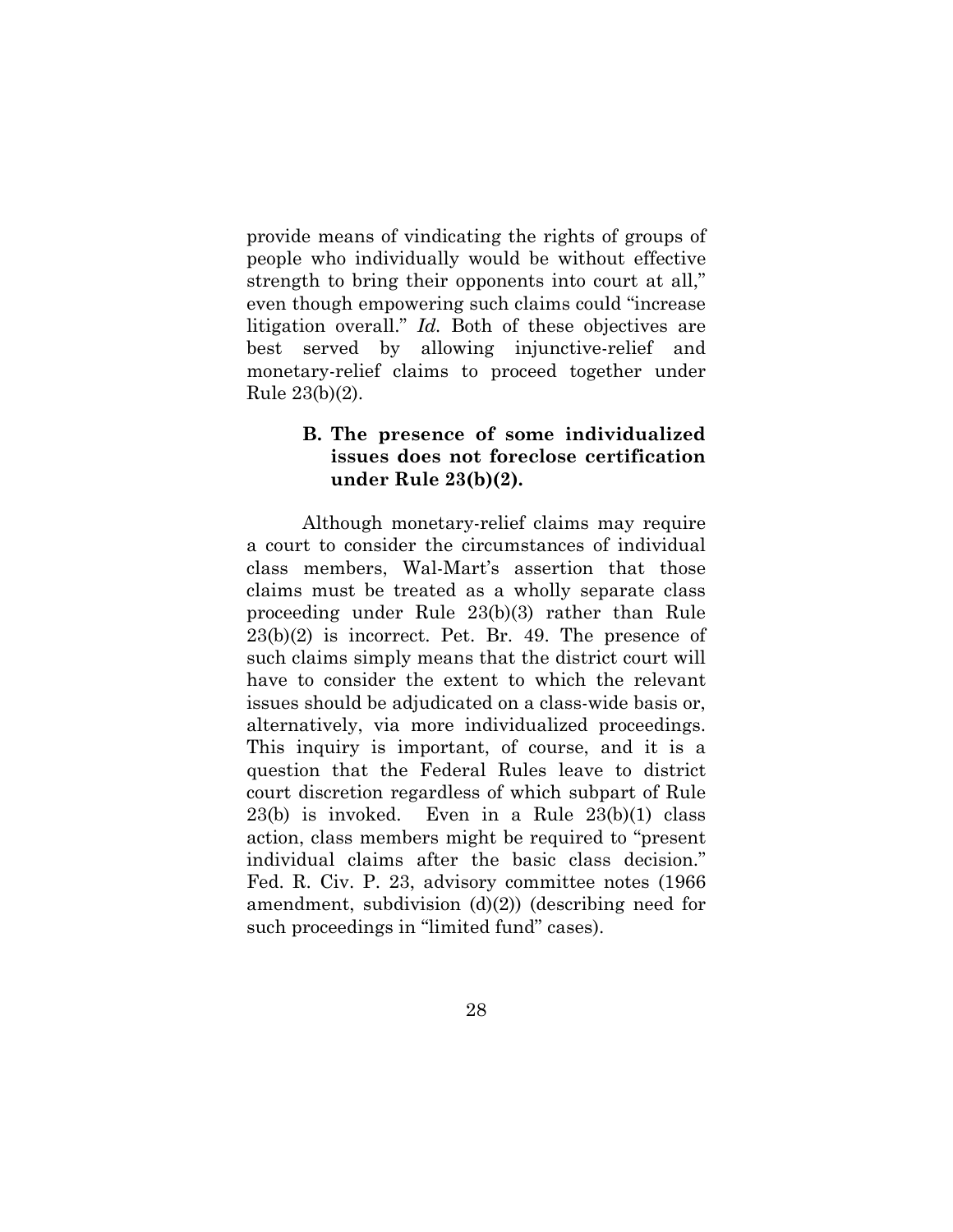provide means of vindicating the rights of groups of people who individually would be without effective strength to bring their opponents into court at all," even though empowering such claims could "increase litigation overall." *Id.* Both of these objectives are best served by allowing injunctive-relief and monetary-relief claims to proceed together under Rule 23(b)(2).

### B. The presence of some individualized issues does not foreclose certification under Rule 23(b)(2).

Although monetary-relief claims may require a court to consider the circumstances of individual class members, Wal-Mart's assertion that those claims must be treated as a wholly separate class proceeding under Rule 23(b)(3) rather than Rule 23(b)(2) is incorrect. Pet. Br. 49. The presence of such claims simply means that the district court will have to consider the extent to which the relevant issues should be adjudicated on a class-wide basis or, alternatively, via more individualized proceedings. This inquiry is important, of course, and it is a question that the Federal Rules leave to district court discretion regardless of which subpart of Rule 23(b) is invoked. Even in a Rule 23(b)(1) class action, class members might be required to "present individual claims after the basic class decision." Fed. R. Civ. P. 23, advisory committee notes (1966 amendment, subdivision (d)(2)) (describing need for such proceedings in "limited fund" cases).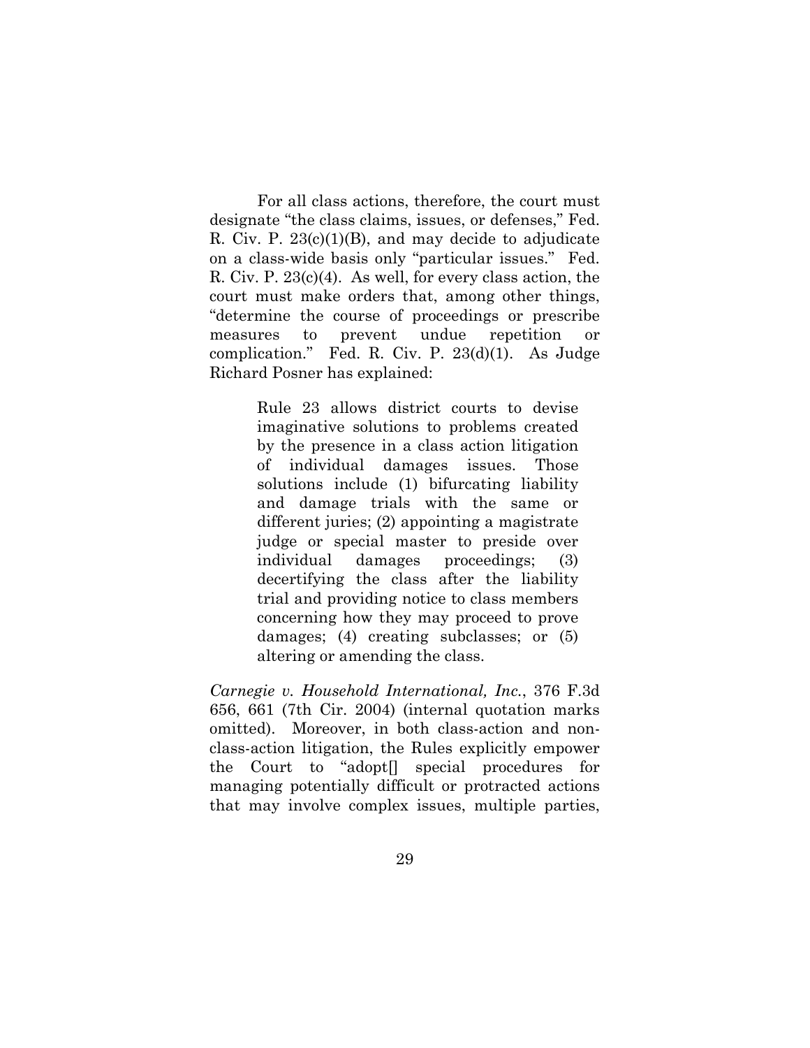For all class actions, therefore, the court must designate "the class claims, issues, or defenses," Fed. R. Civ. P. 23(c)(1)(B), and may decide to adjudicate on a class-wide basis only "particular issues." Fed. R. Civ. P. 23(c)(4). As well, for every class action, the court must make orders that, among other things, "determine the course of proceedings or prescribe measures to prevent undue repetition or complication." Fed. R. Civ. P. 23(d)(1). As Judge Richard Posner has explained:

> Rule 23 allows district courts to devise imaginative solutions to problems created by the presence in a class action litigation of individual damages issues. Those solutions include (1) bifurcating liability and damage trials with the same or different juries; (2) appointing a magistrate judge or special master to preside over individual damages proceedings; (3) decertifying the class after the liability trial and providing notice to class members concerning how they may proceed to prove damages; (4) creating subclasses; or (5) altering or amending the class.

*Carnegie v. Household International, Inc.*, 376 F.3d 656, 661 (7th Cir. 2004) (internal quotation marks omitted). Moreover, in both class-action and non-class-action litigation, the Rules explicitly empower the Court to "adopt[] special procedures for managing potentially difficult or protracted actions that may involve complex issues, multiple parties,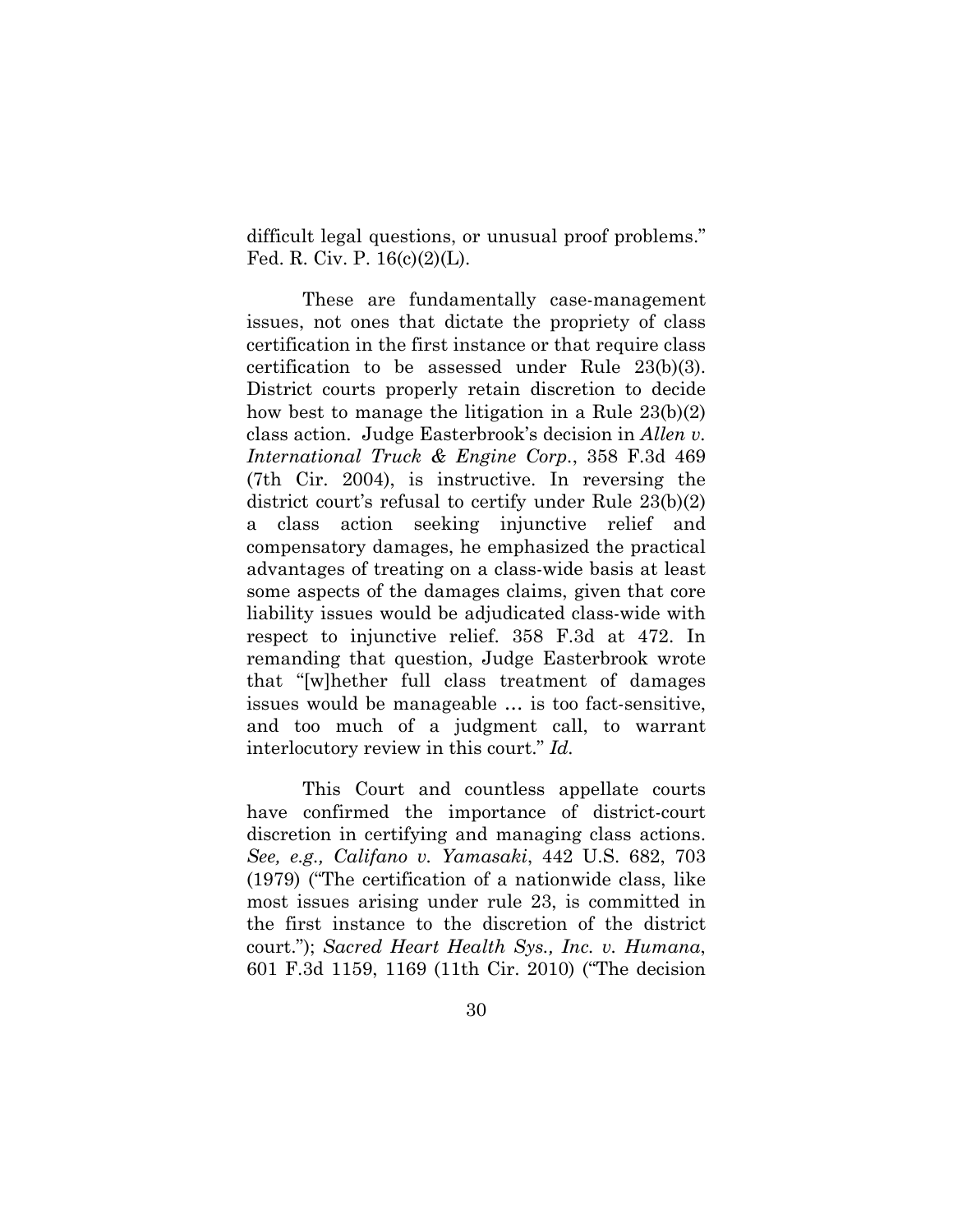difficult legal questions, or unusual proof problems." Fed. R. Civ. P. 16(c)(2)(L).

These are fundamentally case-management issues, not ones that dictate the propriety of class certification in the first instance or that require class certification to be assessed under Rule 23(b)(3). District courts properly retain discretion to decide how best to manage the litigation in a Rule 23(b)(2) class action. Judge Easterbrook's decision in *Allen v. International Truck & Engine Corp.*, 358 F.3d 469 (7th Cir. 2004), is instructive. In reversing the district court's refusal to certify under Rule 23(b)(2) a class action seeking injunctive relief and compensatory damages, he emphasized the practical advantages of treating on a class-wide basis at least some aspects of the damages claims, given that core liability issues would be adjudicated class-wide with respect to injunctive relief. 358 F.3d at 472. In remanding that question, Judge Easterbrook wrote that "[w]hether full class treatment of damages issues would be manageable … is too fact-sensitive, and too much of a judgment call, to warrant interlocutory review in this court." *Id.*

This Court and countless appellate courts have confirmed the importance of district-court discretion in certifying and managing class actions. *See, e.g., Califano v. Yamasaki*, 442 U.S. 682, 703 (1979) ("The certification of a nationwide class, like most issues arising under rule 23, is committed in the first instance to the discretion of the district court."); *Sacred Heart Health Sys., Inc. v. Humana*, 601 F.3d 1159, 1169 (11th Cir. 2010) ("The decision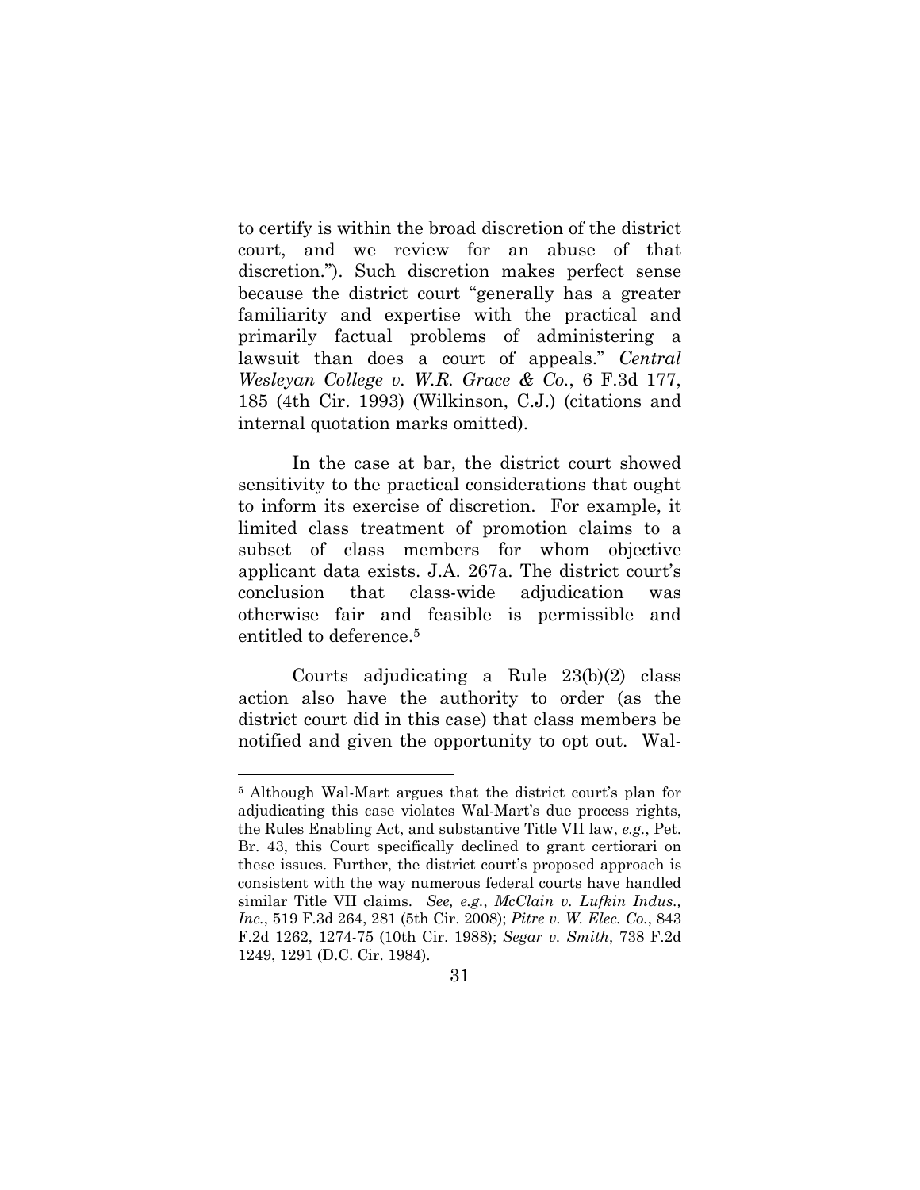to certify is within the broad discretion of the district court, and we review for an abuse of that discretion."). Such discretion makes perfect sense because the district court "generally has a greater familiarity and expertise with the practical and primarily factual problems of administering a lawsuit than does a court of appeals." *Central Wesleyan College v. W.R. Grace & Co.*, 6 F.3d 177, 185 (4th Cir. 1993) (Wilkinson, C.J.) (citations and internal quotation marks omitted).

In the case at bar, the district court showed sensitivity to the practical considerations that ought to inform its exercise of discretion. For example, it limited class treatment of promotion claims to a subset of class members for whom objective applicant data exists. J.A. 267a. The district court's conclusion that class-wide adjudication was otherwise fair and feasible is permissible and entitled to deference.[5]

Courts adjudicating a Rule 23(b)(2) class action also have the authority to order (as the district court did in this case) that class members be notified and given the opportunity to opt out. Wal-

[5] Although Wal-Mart argues that the district court's plan for adjudicating this case violates Wal-Mart's due process rights, the Rules Enabling Act, and substantive Title VII law, *e.g.*, Pet. Br. 43, this Court specifically declined to grant certiorari on these issues. Further, the district court's proposed approach is consistent with the way numerous federal courts have handled similar Title VII claims. *See, e.g.*, *McClain v. Lufkin Indus., Inc.*, 519 F.3d 264, 281 (5th Cir. 2008); *Pitre v. W. Elec. Co.*, 843 F.2d 1262, 1274-75 (10th Cir. 1988); *Segar v. Smith*, 738 F.2d 1249, 1291 (D.C. Cir. 1984).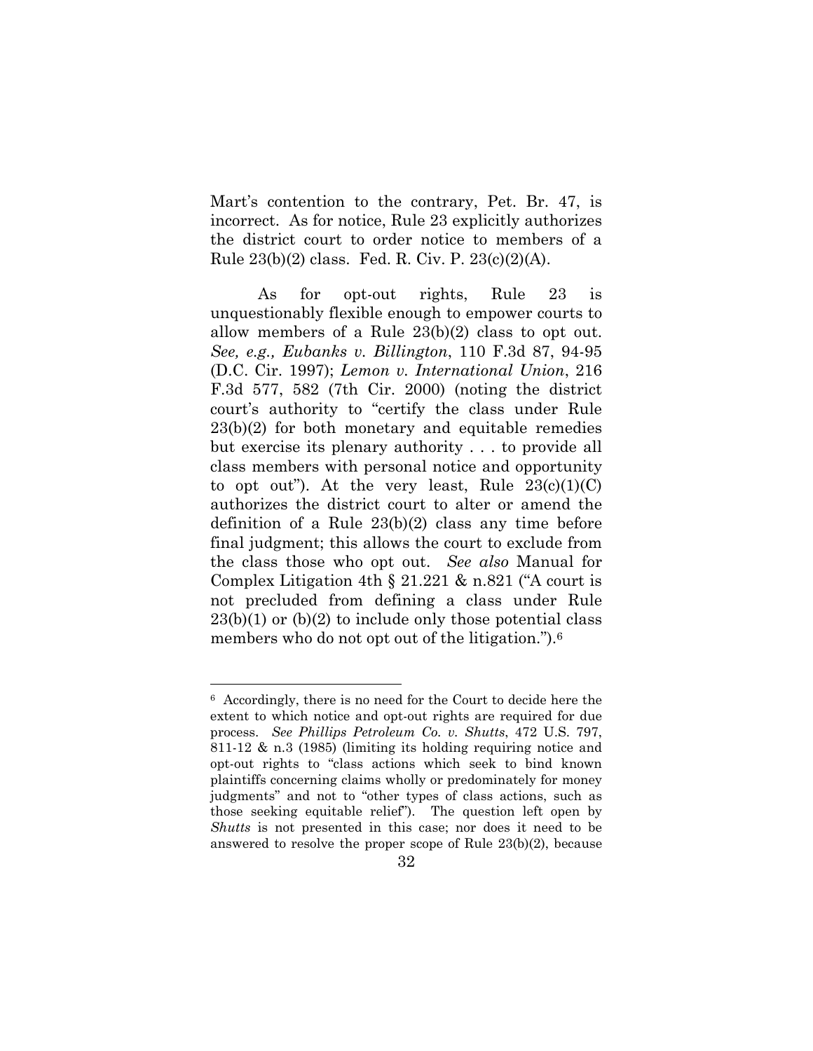Mart's contention to the contrary, Pet. Br. 47, is incorrect. As for notice, Rule 23 explicitly authorizes the district court to order notice to members of a Rule 23(b)(2) class. Fed. R. Civ. P. 23(c)(2)(A).

As for opt-out rights, Rule 23 is unquestionably flexible enough to empower courts to allow members of a Rule 23(b)(2) class to opt out. *See, e.g., Eubanks v. Billington*, 110 F.3d 87, 94-95 (D.C. Cir. 1997); *Lemon v. International Union*, 216 F.3d 577, 582 (7th Cir. 2000) (noting the district court's authority to "certify the class under Rule 23(b)(2) for both monetary and equitable remedies but exercise its plenary authority . . . to provide all class members with personal notice and opportunity to opt out"). At the very least, Rule 23(c)(1)(C) authorizes the district court to alter or amend the definition of a Rule 23(b)(2) class any time before final judgment; this allows the court to exclude from the class those who opt out. *See also* Manual for Complex Litigation 4th § 21.221 & n.821 ("A court is not precluded from defining a class under Rule 23(b)(1) or (b)(2) to include only those potential class members who do not opt out of the litigation.").[6]

---

[6] Accordingly, there is no need for the Court to decide here the extent to which notice and opt-out rights are required for due process. *See Phillips Petroleum Co. v. Shutts*, 472 U.S. 797, 811-12 & n.3 (1985) (limiting its holding requiring notice and opt-out rights to "class actions which seek to bind known plaintiffs concerning claims wholly or predominately for money judgments" and not to "other types of class actions, such as those seeking equitable relief"). The question left open by *Shutts* is not presented in this case; nor does it need to be answered to resolve the proper scope of Rule 23(b)(2), because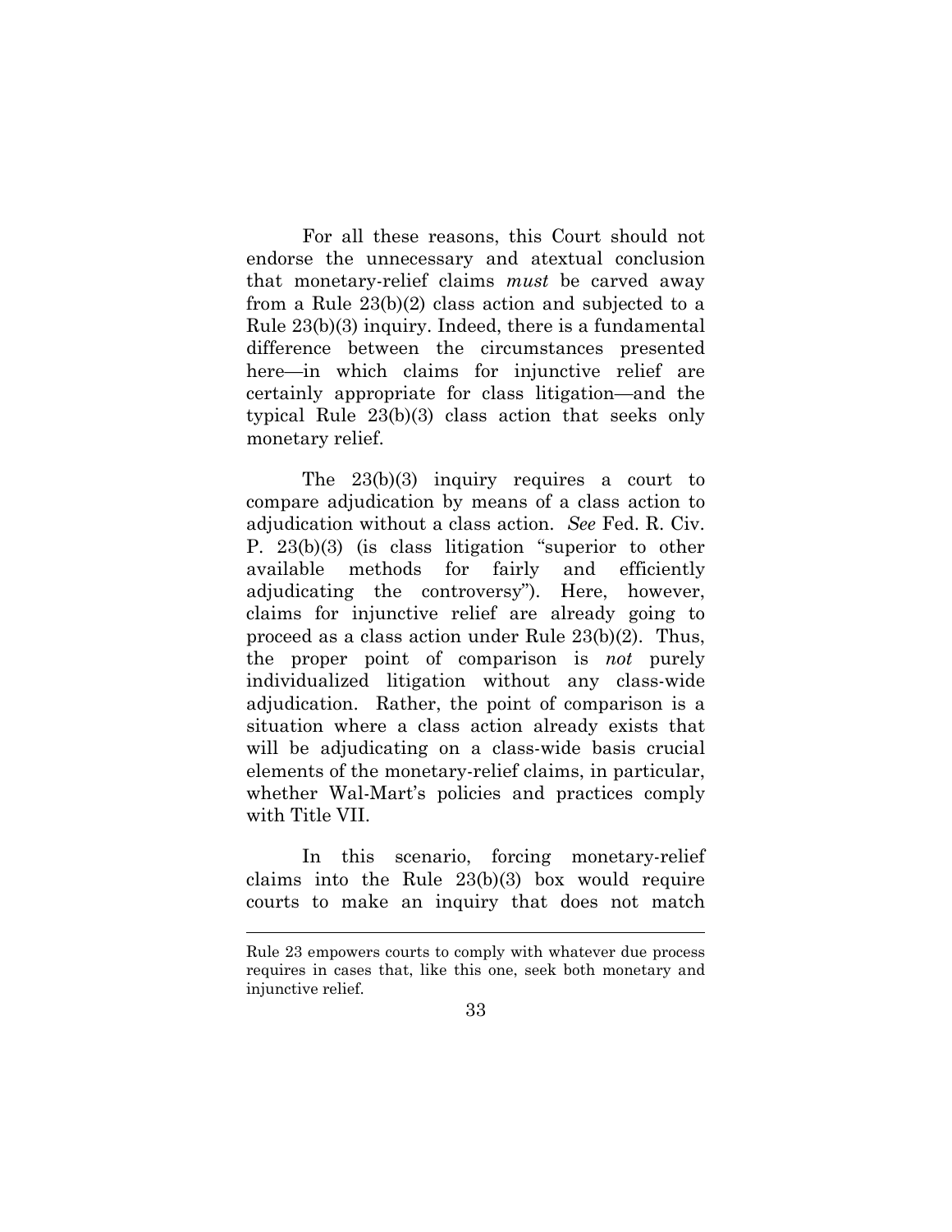For all these reasons, this Court should not endorse the unnecessary and atextual conclusion that monetary-relief claims *must* be carved away from a Rule 23(b)(2) class action and subjected to a Rule 23(b)(3) inquiry. Indeed, there is a fundamental difference between the circumstances presented here—in which claims for injunctive relief are certainly appropriate for class litigation—and the typical Rule 23(b)(3) class action that seeks only monetary relief.

The 23(b)(3) inquiry requires a court to compare adjudication by means of a class action to adjudication without a class action. *See* Fed. R. Civ. P. 23(b)(3) (is class litigation "superior to other available methods for fairly and efficiently adjudicating the controversy"). Here, however, claims for injunctive relief are already going to proceed as a class action under Rule 23(b)(2). Thus, the proper point of comparison is *not* purely individualized litigation without any class-wide adjudication. Rather, the point of comparison is a situation where a class action already exists that will be adjudicating on a class-wide basis crucial elements of the monetary-relief claims, in particular, whether Wal-Mart's policies and practices comply with Title VII.

In this scenario, forcing monetary-relief claims into the Rule 23(b)(3) box would require courts to make an inquiry that does not match

Rule 23 empowers courts to comply with whatever due process requires in cases that, like this one, seek both monetary and injunctive relief.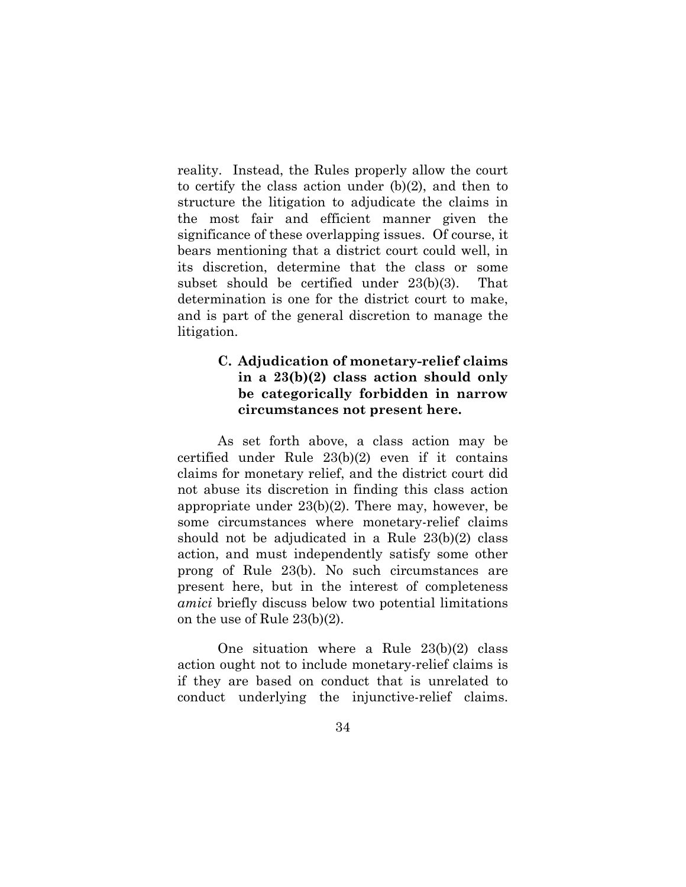reality. Instead, the Rules properly allow the court to certify the class action under (b)(2), and then to structure the litigation to adjudicate the claims in the most fair and efficient manner given the significance of these overlapping issues. Of course, it bears mentioning that a district court could well, in its discretion, determine that the class or some subset should be certified under 23(b)(3). That determination is one for the district court to make, and is part of the general discretion to manage the litigation.

### C. Adjudication of monetary-relief claims in a 23(b)(2) class action should only be categorically forbidden in narrow circumstances not present here.

As set forth above, a class action may be certified under Rule 23(b)(2) even if it contains claims for monetary relief, and the district court did not abuse its discretion in finding this class action appropriate under 23(b)(2). There may, however, be some circumstances where monetary-relief claims should not be adjudicated in a Rule 23(b)(2) class action, and must independently satisfy some other prong of Rule 23(b). No such circumstances are present here, but in the interest of completeness *amici* briefly discuss below two potential limitations on the use of Rule 23(b)(2).

One situation where a Rule 23(b)(2) class action ought not to include monetary-relief claims is if they are based on conduct that is unrelated to conduct underlying the injunctive-relief claims.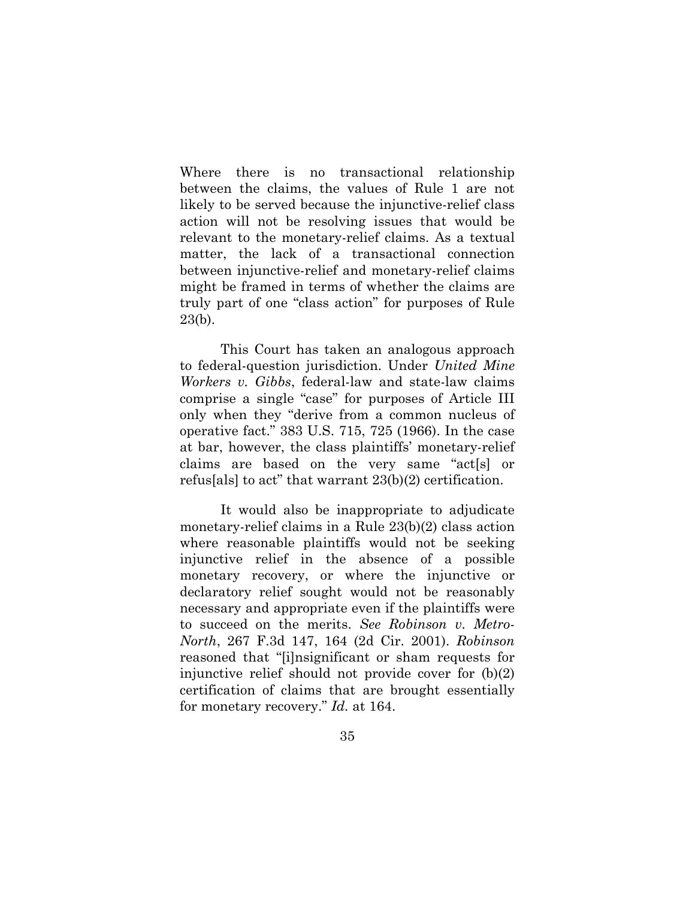Where there is no transactional relationship between the claims, the values of Rule 1 are not likely to be served because the injunctive-relief class action will not be resolving issues that would be relevant to the monetary-relief claims. As a textual matter, the lack of a transactional connection between injunctive-relief and monetary-relief claims might be framed in terms of whether the claims are truly part of one "class action" for purposes of Rule 23(b).

This Court has taken an analogous approach to federal-question jurisdiction. Under *United Mine Workers v. Gibbs*, federal-law and state-law claims comprise a single "case" for purposes of Article III only when they "derive from a common nucleus of operative fact." 383 U.S. 715, 725 (1966). In the case at bar, however, the class plaintiffs' monetary-relief claims are based on the very same "act[s] or refus[als] to act" that warrant 23(b)(2) certification.

It would also be inappropriate to adjudicate monetary-relief claims in a Rule 23(b)(2) class action where reasonable plaintiffs would not be seeking injunctive relief in the absence of a possible monetary recovery, or where the injunctive or declaratory relief sought would not be reasonably necessary and appropriate even if the plaintiffs were to succeed on the merits. *See Robinson v. Metro-North*, 267 F.3d 147, 164 (2d Cir. 2001). *Robinson* reasoned that "[i]nsignificant or sham requests for injunctive relief should not provide cover for (b)(2) certification of claims that are brought essentially for monetary recovery." *Id.* at 164.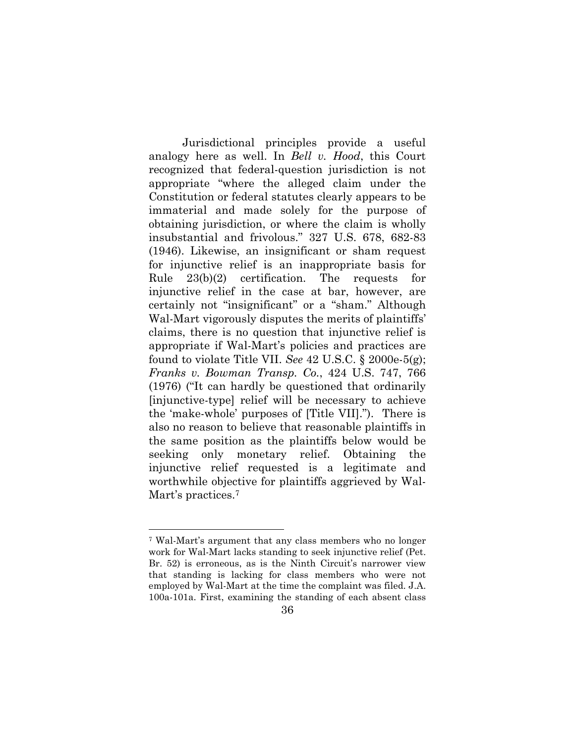Jurisdictional principles provide a useful analogy here as well. In *Bell v. Hood*, this Court recognized that federal-question jurisdiction is not appropriate "where the alleged claim under the Constitution or federal statutes clearly appears to be immaterial and made solely for the purpose of obtaining jurisdiction, or where the claim is wholly insubstantial and frivolous." 327 U.S. 678, 682-83 (1946). Likewise, an insignificant or sham request for injunctive relief is an inappropriate basis for Rule 23(b)(2) certification. The requests for injunctive relief in the case at bar, however, are certainly not "insignificant" or a "sham." Although Wal-Mart vigorously disputes the merits of plaintiffs' claims, there is no question that injunctive relief is appropriate if Wal-Mart's policies and practices are found to violate Title VII. *See* 42 U.S.C. § 2000e-5(g); *Franks v. Bowman Transp. Co.*, 424 U.S. 747, 766 (1976) ("It can hardly be questioned that ordinarily [injunctive-type] relief will be necessary to achieve the 'make-whole' purposes of [Title VII]."). There is also no reason to believe that reasonable plaintiffs in the same position as the plaintiffs below would be seeking only monetary relief. Obtaining the injunctive relief requested is a legitimate and worthwhile objective for plaintiffs aggrieved by Wal-Mart's practices.[7]

---

[7] Wal-Mart's argument that any class members who no longer work for Wal-Mart lacks standing to seek injunctive relief (Pet. Br. 52) is erroneous, as is the Ninth Circuit's narrower view that standing is lacking for class members who were not employed by Wal-Mart at the time the complaint was filed. J.A. 100a-101a. First, examining the standing of each absent class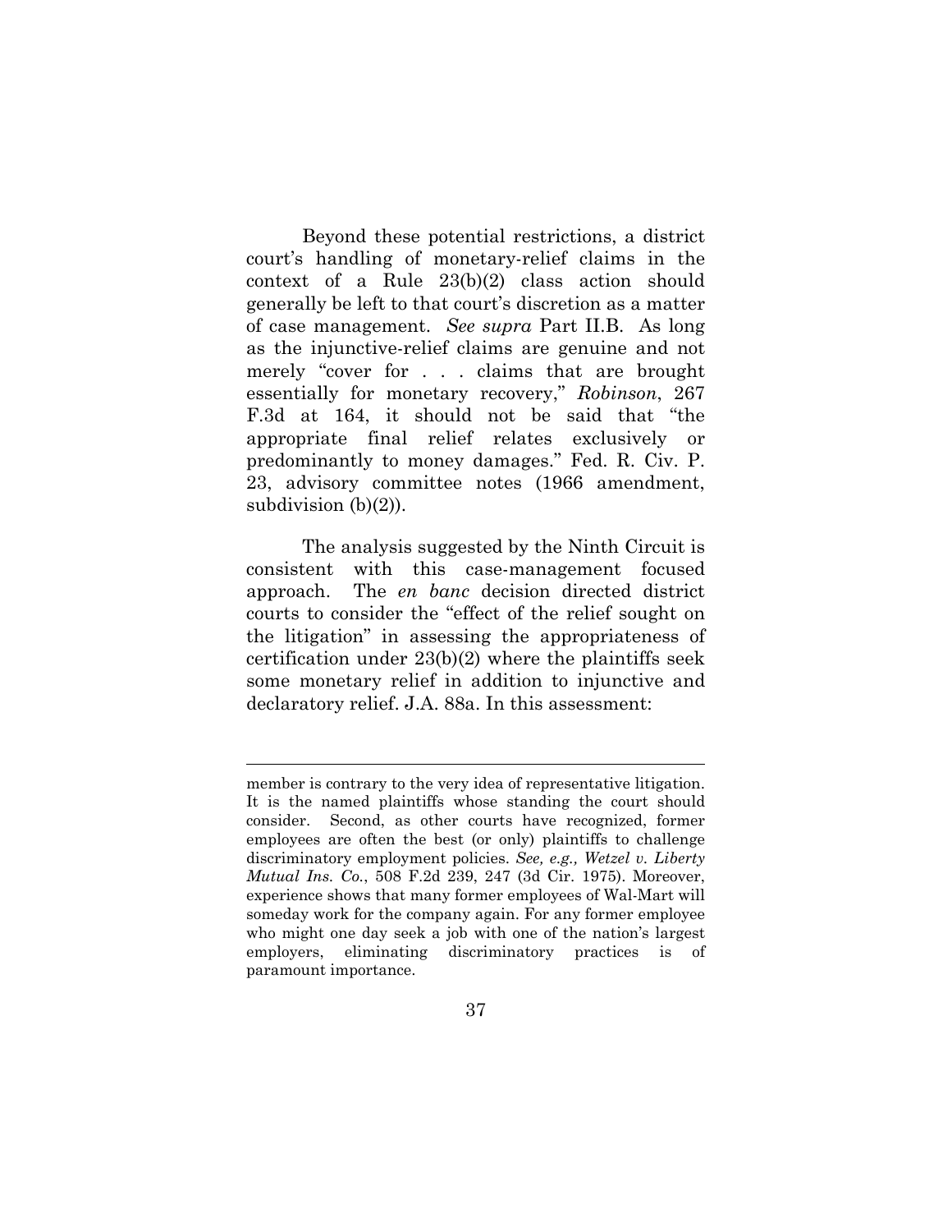Beyond these potential restrictions, a district court's handling of monetary-relief claims in the context of a Rule 23(b)(2) class action should generally be left to that court's discretion as a matter of case management. *See supra* Part II.B. As long as the injunctive-relief claims are genuine and not merely "cover for . . . claims that are brought essentially for monetary recovery," *Robinson*, 267 F.3d at 164, it should not be said that "the appropriate final relief relates exclusively or predominantly to money damages." Fed. R. Civ. P. 23, advisory committee notes (1966 amendment, subdivision (b)(2)).

The analysis suggested by the Ninth Circuit is consistent with this case-management focused approach. The *en banc* decision directed district courts to consider the "effect of the relief sought on the litigation" in assessing the appropriateness of certification under 23(b)(2) where the plaintiffs seek some monetary relief in addition to injunctive and declaratory relief. J.A. 88a. In this assessment:

---

member is contrary to the very idea of representative litigation. It is the named plaintiffs whose standing the court should consider. Second, as other courts have recognized, former employees are often the best (or only) plaintiffs to challenge discriminatory employment policies. *See, e.g., Wetzel v. Liberty Mutual Ins. Co.*, 508 F.2d 239, 247 (3d Cir. 1975). Moreover, experience shows that many former employees of Wal-Mart will someday work for the company again. For any former employee who might one day seek a job with one of the nation's largest employers, eliminating discriminatory practices is of paramount importance.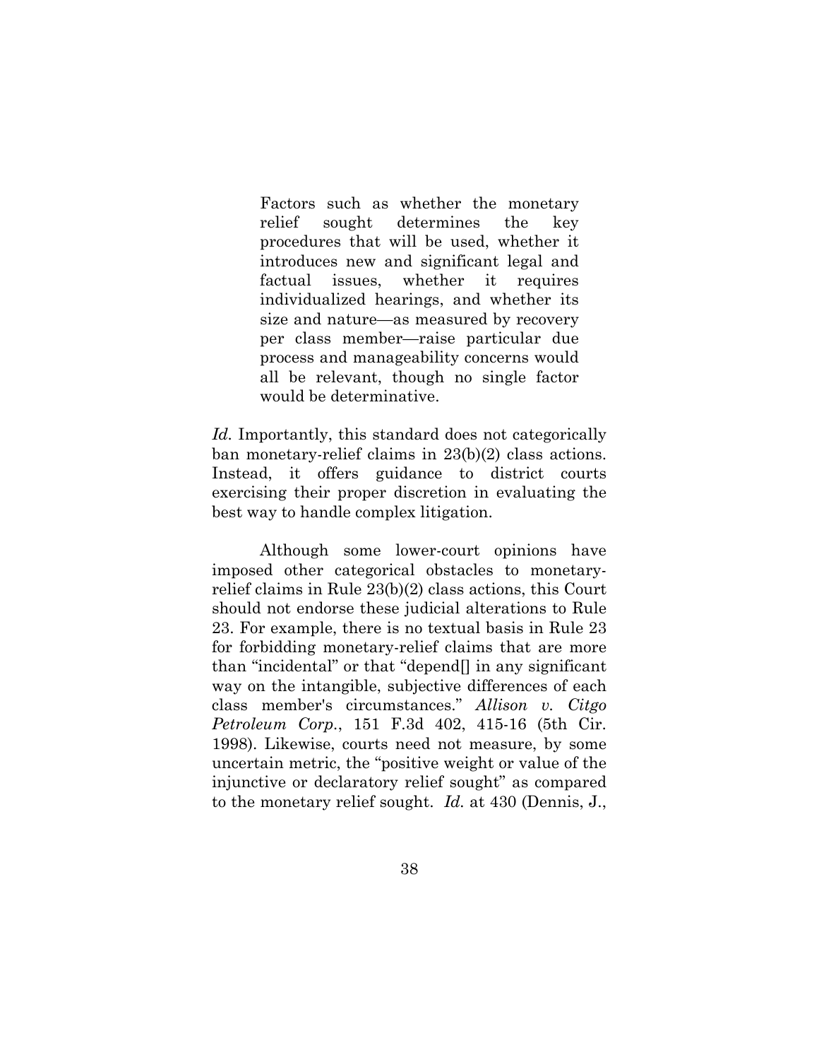> Factors such as whether the monetary relief sought determines the key procedures that will be used, whether it introduces new and significant legal and factual issues, whether it requires individualized hearings, and whether its size and nature—as measured by recovery per class member—raise particular due process and manageability concerns would all be relevant, though no single factor would be determinative.

*Id.* Importantly, this standard does not categorically ban monetary-relief claims in 23(b)(2) class actions. Instead, it offers guidance to district courts exercising their proper discretion in evaluating the best way to handle complex litigation.

Although some lower-court opinions have imposed other categorical obstacles to monetary-relief claims in Rule 23(b)(2) class actions, this Court should not endorse these judicial alterations to Rule 23. For example, there is no textual basis in Rule 23 for forbidding monetary-relief claims that are more than "incidental" or that "depend[] in any significant way on the intangible, subjective differences of each class member's circumstances." *Allison v. Citgo Petroleum Corp.*, 151 F.3d 402, 415-16 (5th Cir. 1998). Likewise, courts need not measure, by some uncertain metric, the "positive weight or value of the injunctive or declaratory relief sought" as compared to the monetary relief sought. *Id.* at 430 (Dennis, J.,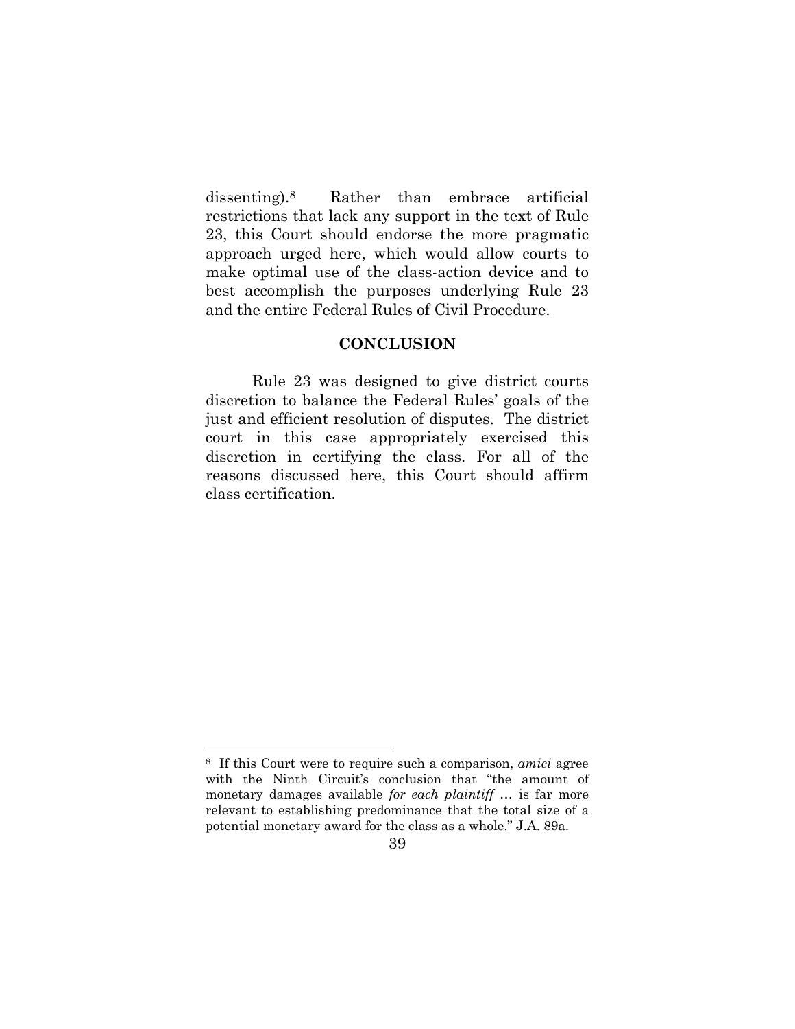dissenting).[8] Rather than embrace artificial restrictions that lack any support in the text of Rule 23, this Court should endorse the more pragmatic approach urged here, which would allow courts to make optimal use of the class-action device and to best accomplish the purposes underlying Rule 23 and the entire Federal Rules of Civil Procedure.

## CONCLUSION

Rule 23 was designed to give district courts discretion to balance the Federal Rules' goals of the just and efficient resolution of disputes. The district court in this case appropriately exercised this discretion in certifying the class. For all of the reasons discussed here, this Court should affirm class certification.

---

[8] If this Court were to require such a comparison, *amici* agree with the Ninth Circuit's conclusion that "the amount of monetary damages available *for each plaintiff* … is far more relevant to establishing predominance that the total size of a potential monetary award for the class as a whole." J.A. 89a.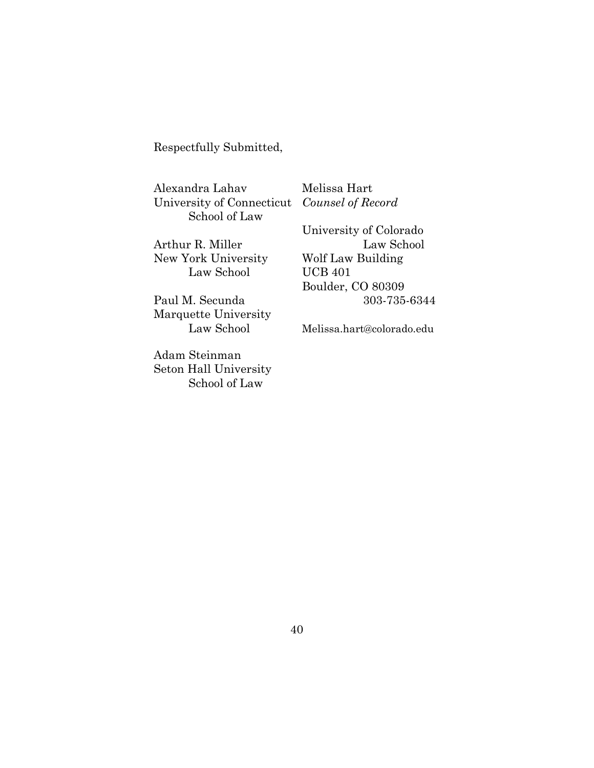Respectfully Submitted,

Alexandra Lahav
University of Connecticut
School of Law

Arthur R. Miller
New York University
Law School

Paul M. Secunda
Marquette University
Law School

Adam Steinman
Seton Hall University
School of Law

Melissa Hart
*Counsel of Record*

University of Colorado
Law School
Wolf Law Building
UCB 401
Boulder, CO 80309
303-735-6344

Melissa.hart@colorado.edu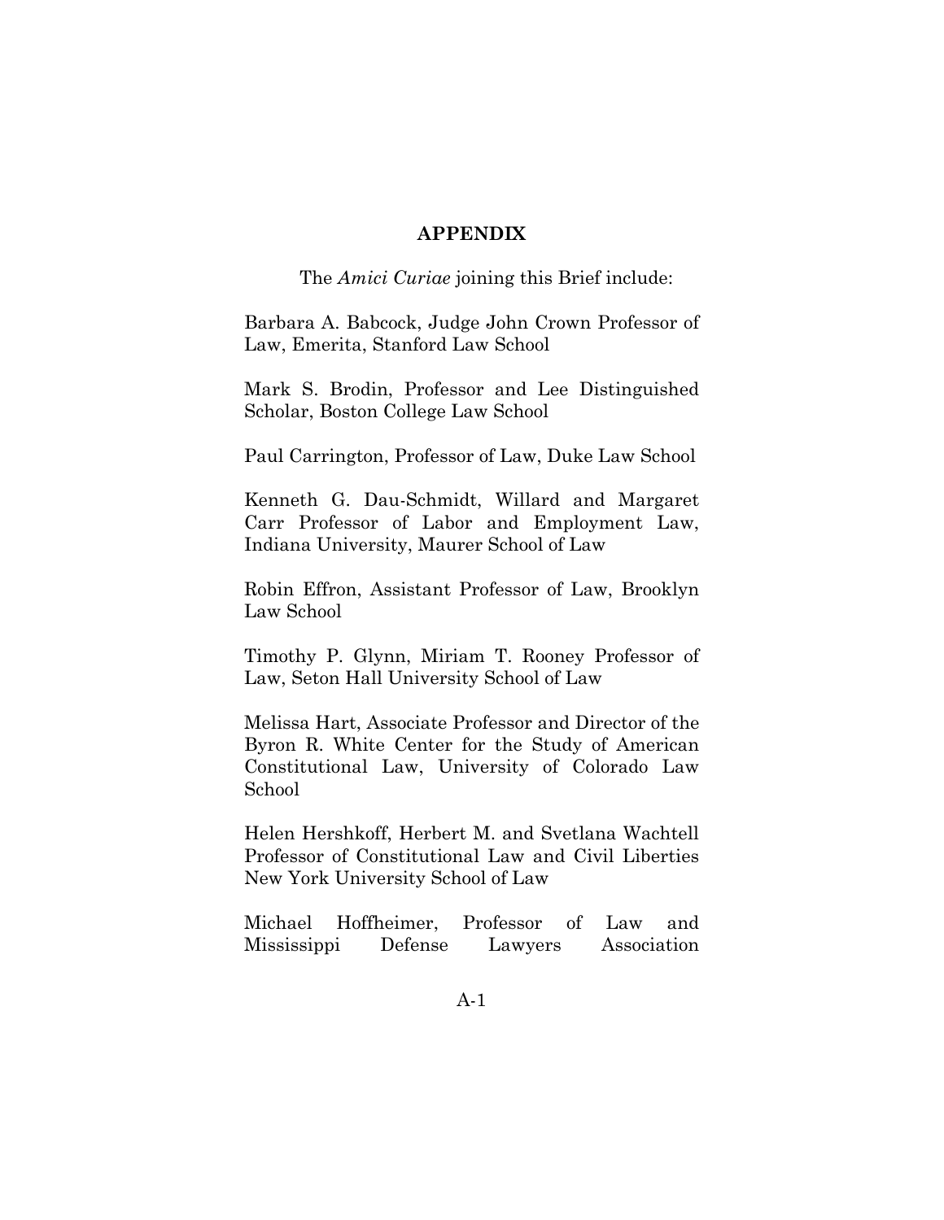## APPENDIX

The *Amici Curiae* joining this Brief include:

Barbara A. Babcock, Judge John Crown Professor of Law, Emerita, Stanford Law School

Mark S. Brodin, Professor and Lee Distinguished Scholar, Boston College Law School

Paul Carrington, Professor of Law, Duke Law School

Kenneth G. Dau-Schmidt, Willard and Margaret Carr Professor of Labor and Employment Law, Indiana University, Maurer School of Law

Robin Effron, Assistant Professor of Law, Brooklyn Law School

Timothy P. Glynn, Miriam T. Rooney Professor of Law, Seton Hall University School of Law

Melissa Hart, Associate Professor and Director of the Byron R. White Center for the Study of American Constitutional Law, University of Colorado Law School

Helen Hershkoff, Herbert M. and Svetlana Wachtell Professor of Constitutional Law and Civil Liberties New York University School of Law

Michael Hoffheimer, Professor of Law and Mississippi Defense Lawyers Association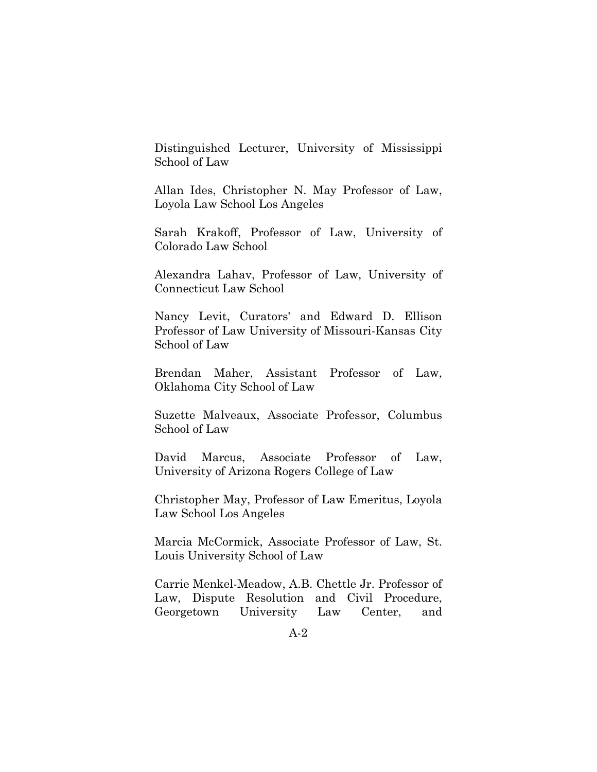Distinguished Lecturer, University of Mississippi School of Law

Allan Ides, Christopher N. May Professor of Law, Loyola Law School Los Angeles

Sarah Krakoff, Professor of Law, University of Colorado Law School

Alexandra Lahav, Professor of Law, University of Connecticut Law School

Nancy Levit, Curators' and Edward D. Ellison Professor of Law University of Missouri-Kansas City School of Law

Brendan Maher, Assistant Professor of Law, Oklahoma City School of Law

Suzette Malveaux, Associate Professor, Columbus School of Law

David Marcus, Associate Professor of Law, University of Arizona Rogers College of Law

Christopher May, Professor of Law Emeritus, Loyola Law School Los Angeles

Marcia McCormick, Associate Professor of Law, St. Louis University School of Law

Carrie Menkel-Meadow, A.B. Chettle Jr. Professor of Law, Dispute Resolution and Civil Procedure, Georgetown University Law Center, and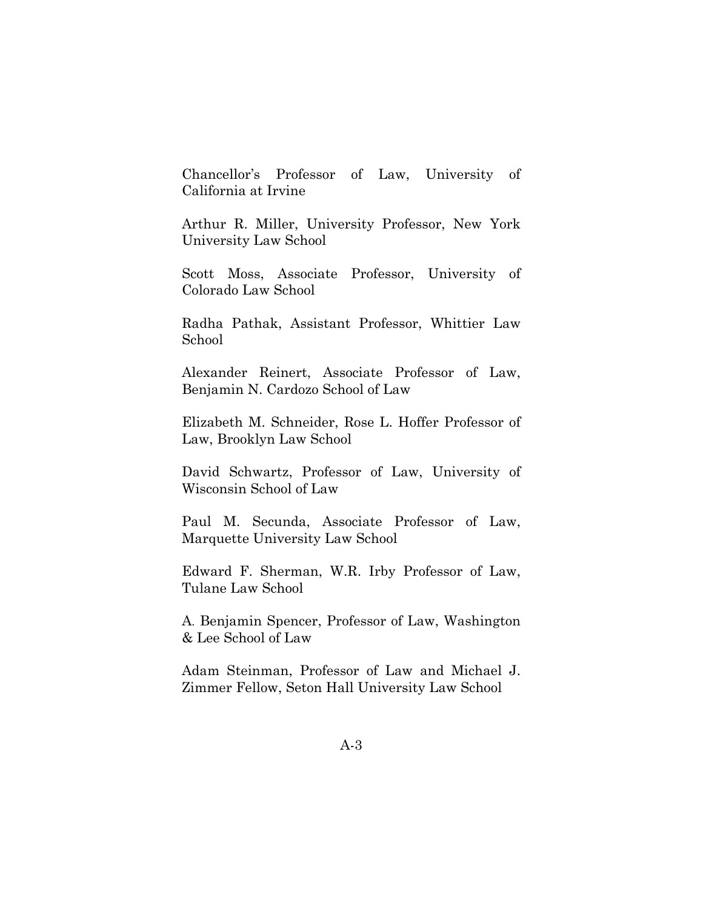Chancellor's Professor of Law, University of California at Irvine

Arthur R. Miller, University Professor, New York University Law School

Scott Moss, Associate Professor, University of Colorado Law School

Radha Pathak, Assistant Professor, Whittier Law School

Alexander Reinert, Associate Professor of Law, Benjamin N. Cardozo School of Law

Elizabeth M. Schneider, Rose L. Hoffer Professor of Law, Brooklyn Law School

David Schwartz, Professor of Law, University of Wisconsin School of Law

Paul M. Secunda, Associate Professor of Law, Marquette University Law School

Edward F. Sherman, W.R. Irby Professor of Law, Tulane Law School

A. Benjamin Spencer, Professor of Law, Washington & Lee School of Law

Adam Steinman, Professor of Law and Michael J. Zimmer Fellow, Seton Hall University Law School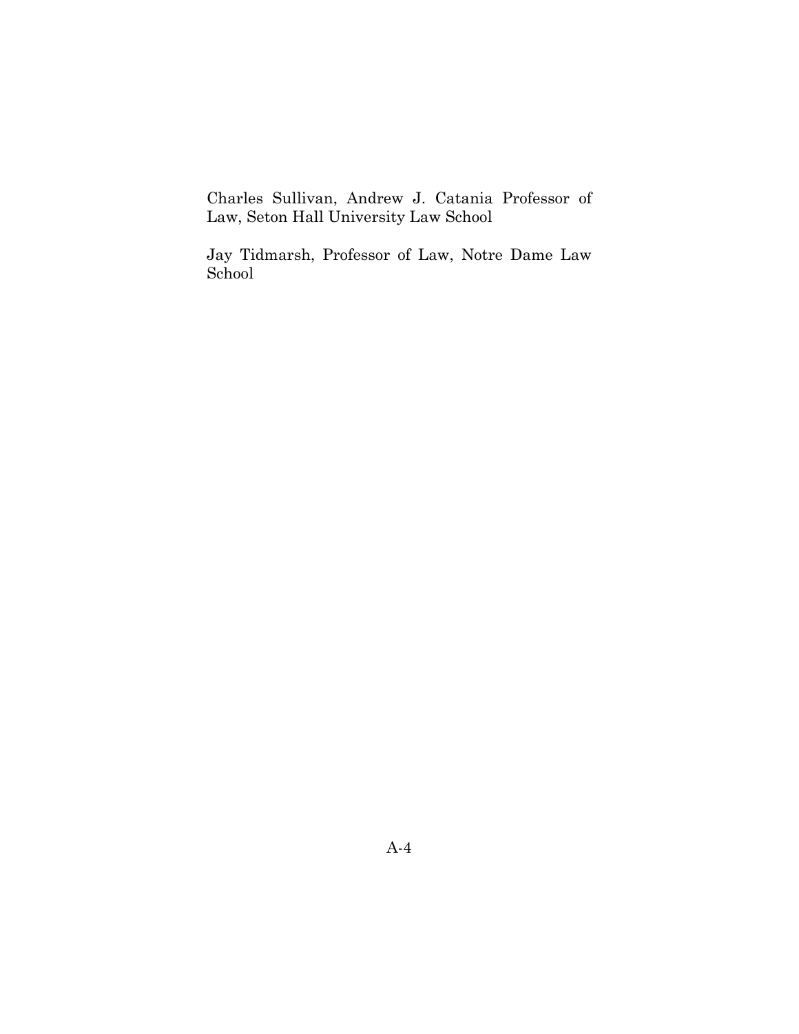Charles Sullivan, Andrew J. Catania Professor of Law, Seton Hall University Law School

Jay Tidmarsh, Professor of Law, Notre Dame Law School